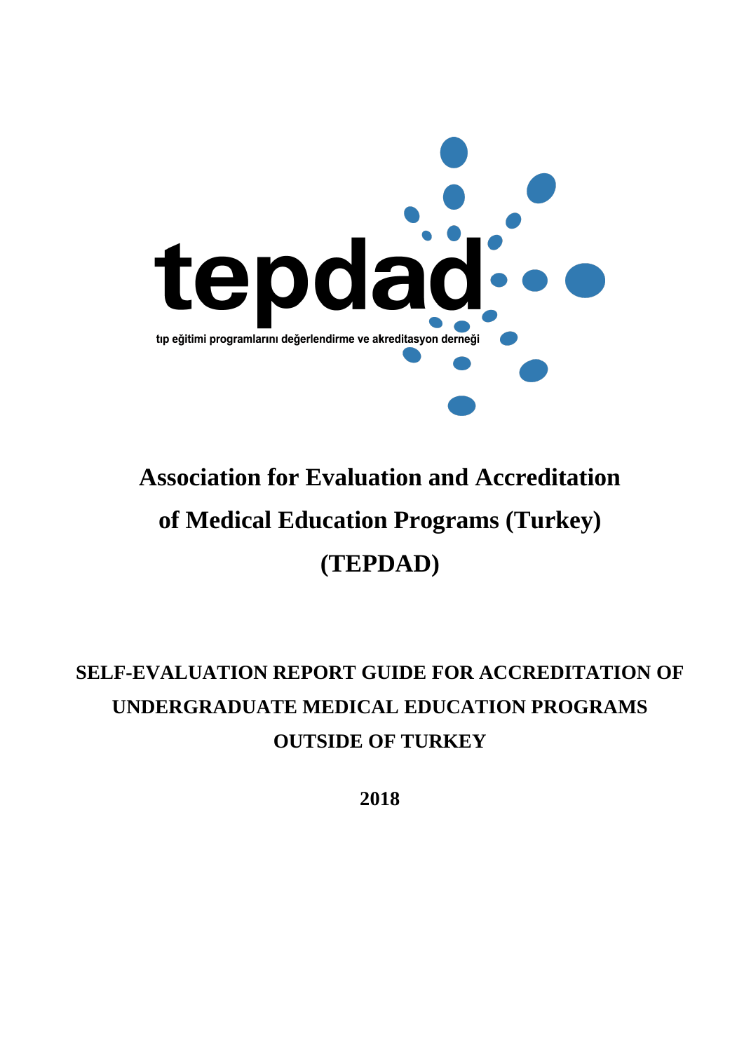tepdad

tıp eğitimi programlarını değerlendirme ve akreditasyon derneği

# Association for Evaluation and Accreditation of Medical Education Programs (Turkey) (TEPDAD)

## SELF-EVALUATION REPORT GUIDE FOR ACCREDITATION OF UNDERGRADUATE MEDICAL EDUCATION PROGRAMS OUTSIDE OF TURKEY

**2018**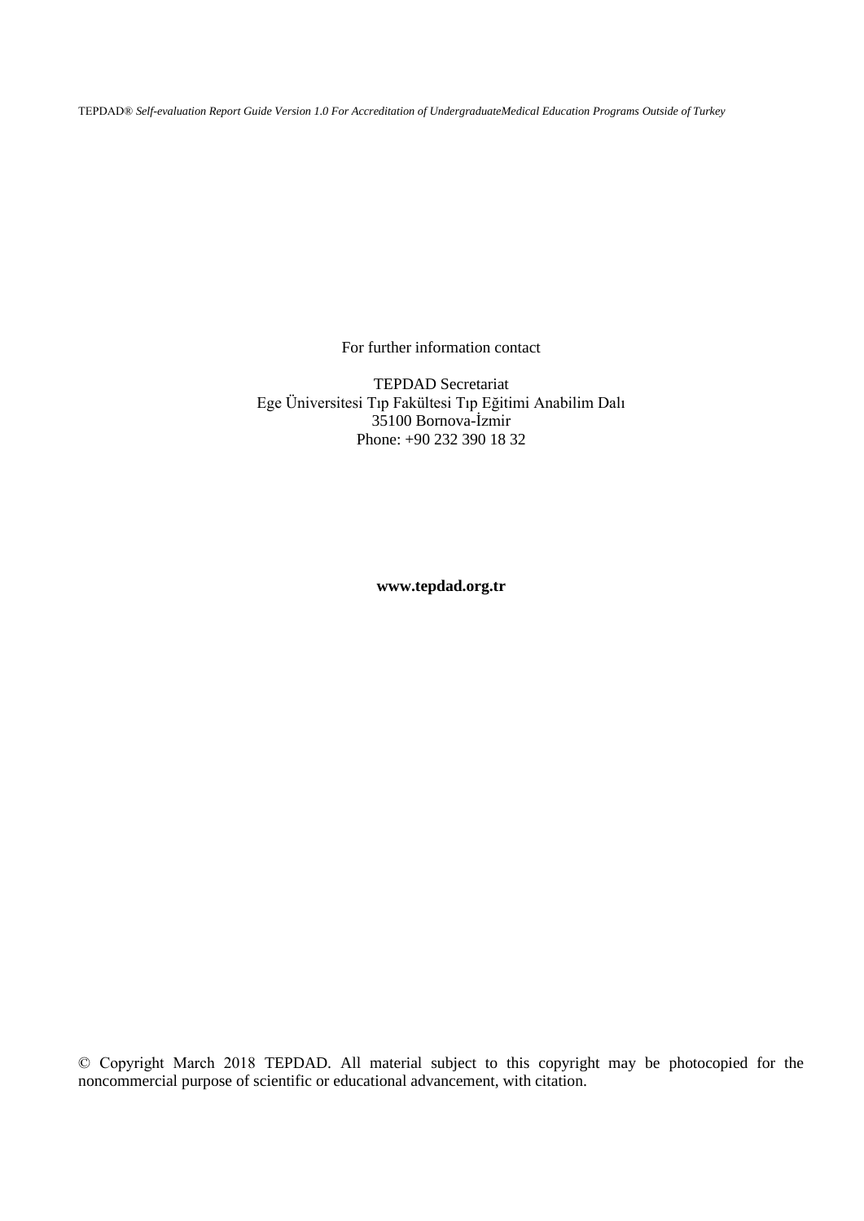For further information contact

TEPDAD Secretariat
Ege Üniversitesi Tıp Fakültesi Tıp Eğitimi Anabilim Dalı
35100 Bornova-İzmir
Phone: +90 232 390 18 32

**www.tepdad.org.tr**

© Copyright March 2018 TEPDAD. All material subject to this copyright may be photocopied for the noncommercial purpose of scientific or educational advancement, with citation.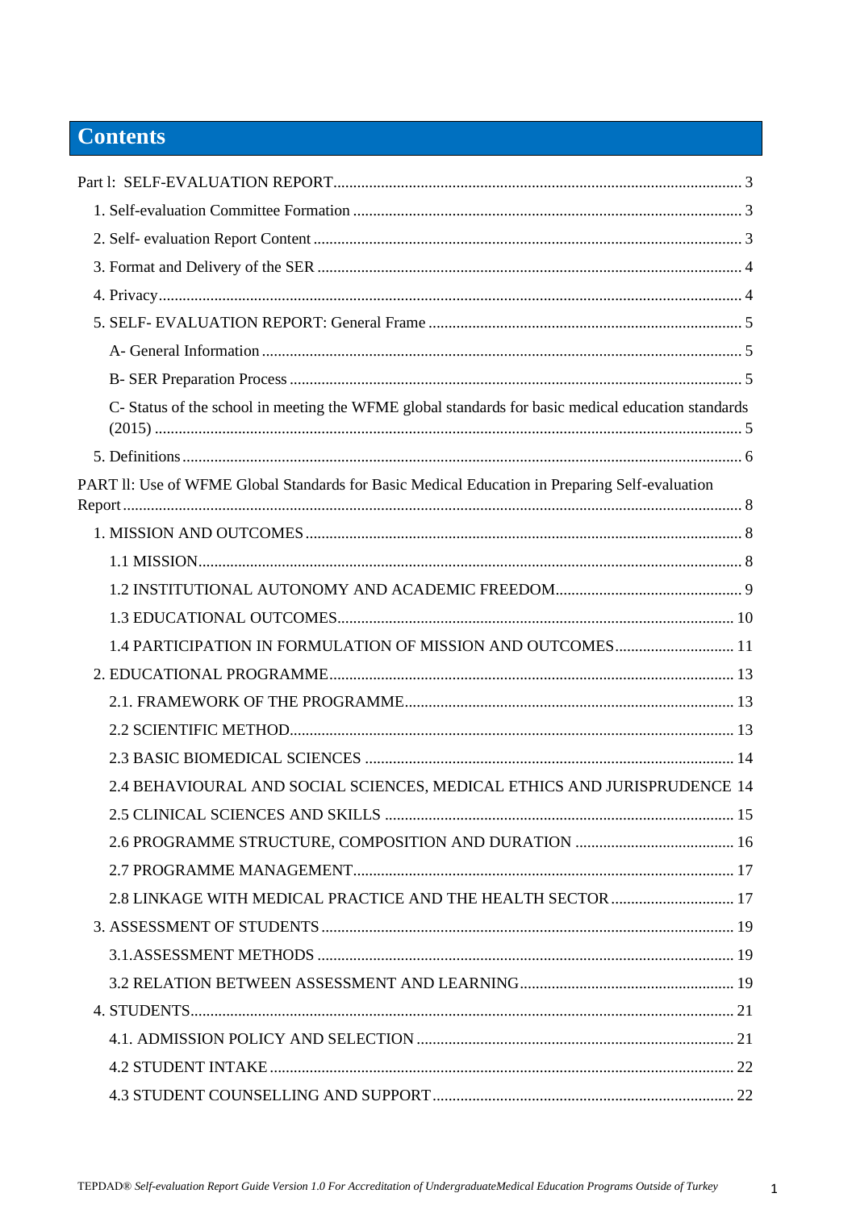# Contents

Part l: SELF-EVALUATION REPORT ........................................................................................ 3

1. Self-evaluation Committee Formation ................................................................................ 3
2. Self- evaluation Report Content ........................................................................................... 3
3. Format and Delivery of the SER .......................................................................................... 4
4. Privacy ................................................................................................................................. 4
5. SELF- EVALUATION REPORT: General Frame ................................................................. 5
   - A- General Information ....................................................................................................... 5
   - B- SER Preparation Process ................................................................................................ 5
   - C- Status of the school in meeting the WFME global standards for basic medical education standards (2015) ................................................................................................................ 5
5. Definitions ........................................................................................................................... 6

PART ll: Use of WFME Global Standards for Basic Medical Education in Preparing Self-evaluation Report ................................................................................................................................. 8

1. MISSION AND OUTCOMES ............................................................................................. 8
   - 1.1 MISSION ........................................................................................................................ 8
   - 1.2 INSTITUTIONAL AUTONOMY AND ACADEMIC FREEDOM ................................. 9
   - 1.3 EDUCATIONAL OUTCOMES .................................................................................... 10
   - 1.4 PARTICIPATION IN FORMULATION OF MISSION AND OUTCOMES ................ 11
2. EDUCATIONAL PROGRAMME ...................................................................................... 13
   - 2.1. FRAMEWORK OF THE PROGRAMME .................................................................... 13
   - 2.2 SCIENTIFIC METHOD ................................................................................................ 13
   - 2.3 BASIC BIOMEDICAL SCIENCES .............................................................................. 14
   - 2.4 BEHAVIOURAL AND SOCIAL SCIENCES, MEDICAL ETHICS AND JURISPRUDENCE 14
   - 2.5 CLINICAL SCIENCES AND SKILLS ......................................................................... 15
   - 2.6 PROGRAMME STRUCTURE, COMPOSITION AND DURATION ........................... 16
   - 2.7 PROGRAMME MANAGEMENT ................................................................................ 17
   - 2.8 LINKAGE WITH MEDICAL PRACTICE AND THE HEALTH SECTOR ................. 17
3. ASSESSMENT OF STUDENTS ........................................................................................ 19
   - 3.1.ASSESSMENT METHODS .......................................................................................... 19
   - 3.2 RELATION BETWEEN ASSESSMENT AND LEARNING ........................................ 19
4. STUDENTS ......................................................................................................................... 21
   - 4.1. ADMISSION POLICY AND SELECTION ................................................................. 21
   - 4.2 STUDENT INTAKE ..................................................................................................... 22
   - 4.3 STUDENT COUNSELLING AND SUPPORT ............................................................. 22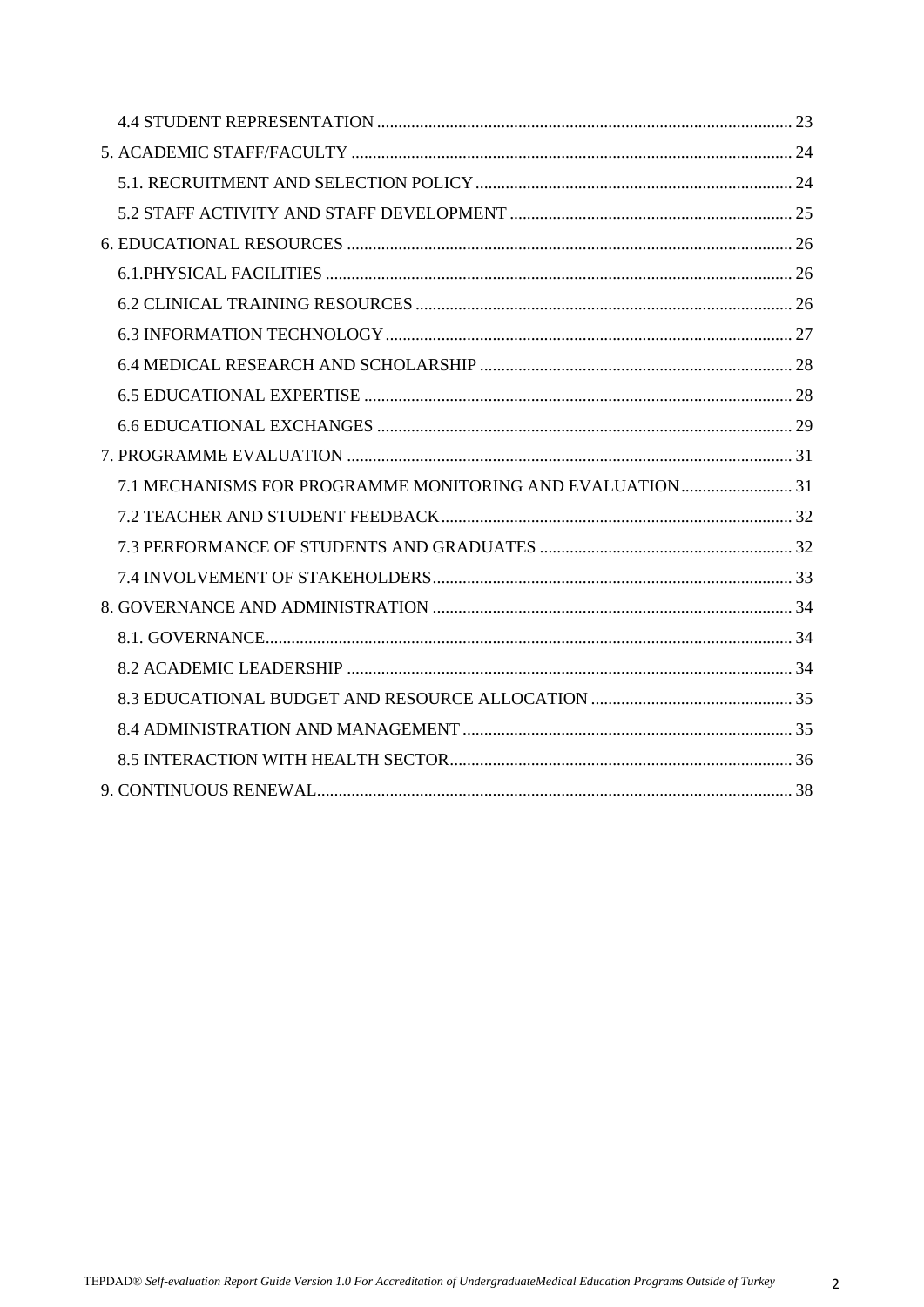- 4.4 STUDENT REPRESENTATION ... 23
- 5. ACADEMIC STAFF/FACULTY ... 24
  - 5.1. RECRUITMENT AND SELECTION POLICY ... 24
  - 5.2 STAFF ACTIVITY AND STAFF DEVELOPMENT ... 25
- 6. EDUCATIONAL RESOURCES ... 26
  - 6.1.PHYSICAL FACILITIES ... 26
  - 6.2 CLINICAL TRAINING RESOURCES ... 26
  - 6.3 INFORMATION TECHNOLOGY ... 27
  - 6.4 MEDICAL RESEARCH AND SCHOLARSHIP ... 28
  - 6.5 EDUCATIONAL EXPERTISE ... 28
  - 6.6 EDUCATIONAL EXCHANGES ... 29
- 7. PROGRAMME EVALUATION ... 31
  - 7.1 MECHANISMS FOR PROGRAMME MONITORING AND EVALUATION ... 31
  - 7.2 TEACHER AND STUDENT FEEDBACK ... 32
  - 7.3 PERFORMANCE OF STUDENTS AND GRADUATES ... 32
  - 7.4 INVOLVEMENT OF STAKEHOLDERS ... 33
- 8. GOVERNANCE AND ADMINISTRATION ... 34
  - 8.1. GOVERNANCE ... 34
  - 8.2 ACADEMIC LEADERSHIP ... 34
  - 8.3 EDUCATIONAL BUDGET AND RESOURCE ALLOCATION ... 35
  - 8.4 ADMINISTRATION AND MANAGEMENT ... 35
  - 8.5 INTERACTION WITH HEALTH SECTOR ... 36
- 9. CONTINUOUS RENEWAL ... 38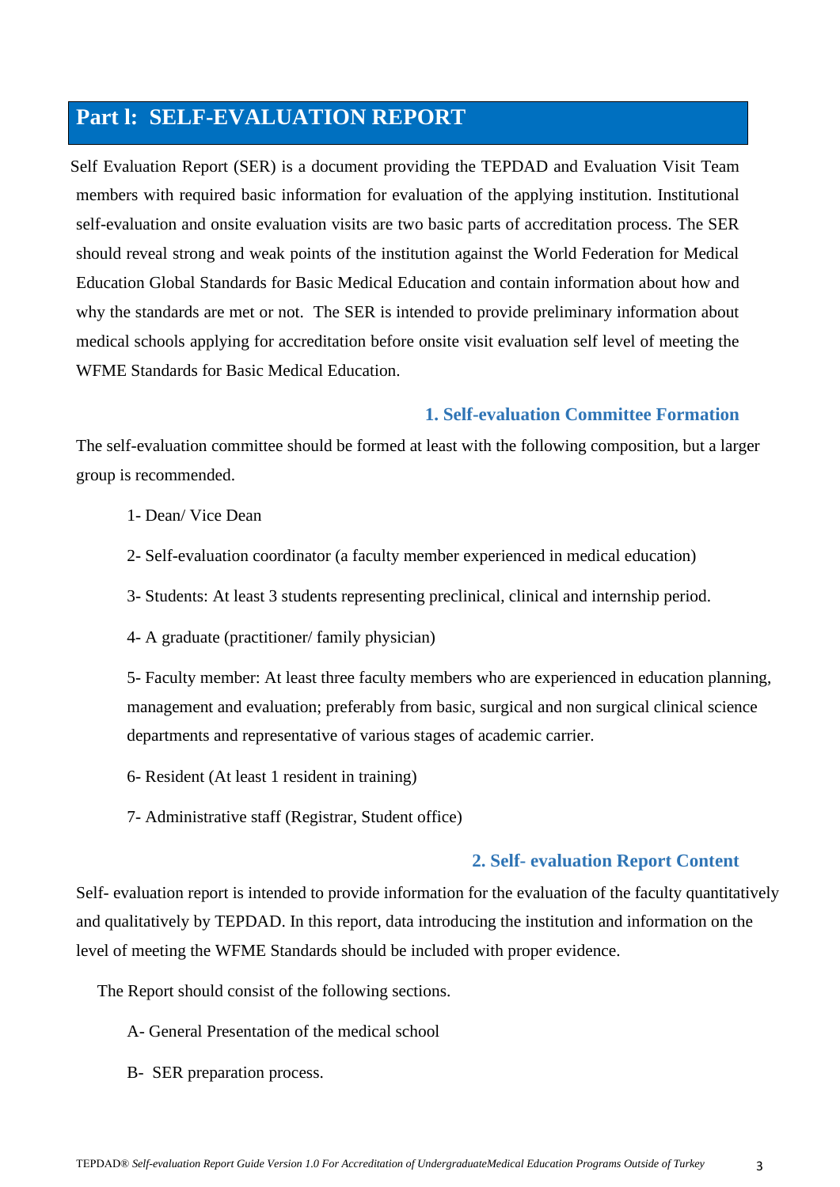# Part l: SELF-EVALUATION REPORT

Self Evaluation Report (SER) is a document providing the TEPDAD and Evaluation Visit Team members with required basic information for evaluation of the applying institution. Institutional self-evaluation and onsite evaluation visits are two basic parts of accreditation process. The SER should reveal strong and weak points of the institution against the World Federation for Medical Education Global Standards for Basic Medical Education and contain information about how and why the standards are met or not. The SER is intended to provide preliminary information about medical schools applying for accreditation before onsite visit evaluation self level of meeting the WFME Standards for Basic Medical Education.

## 1. Self-evaluation Committee Formation

The self-evaluation committee should be formed at least with the following composition, but a larger group is recommended.

1- Dean/ Vice Dean

2- Self-evaluation coordinator (a faculty member experienced in medical education)

3- Students: At least 3 students representing preclinical, clinical and internship period.

4- A graduate (practitioner/ family physician)

5- Faculty member: At least three faculty members who are experienced in education planning, management and evaluation; preferably from basic, surgical and non surgical clinical science departments and representative of various stages of academic carrier.

6- Resident (At least 1 resident in training)

7- Administrative staff (Registrar, Student office)

## 2. Self- evaluation Report Content

Self- evaluation report is intended to provide information for the evaluation of the faculty quantitatively and qualitatively by TEPDAD. In this report, data introducing the institution and information on the level of meeting the WFME Standards should be included with proper evidence.

The Report should consist of the following sections.

A- General Presentation of the medical school

B- SER preparation process.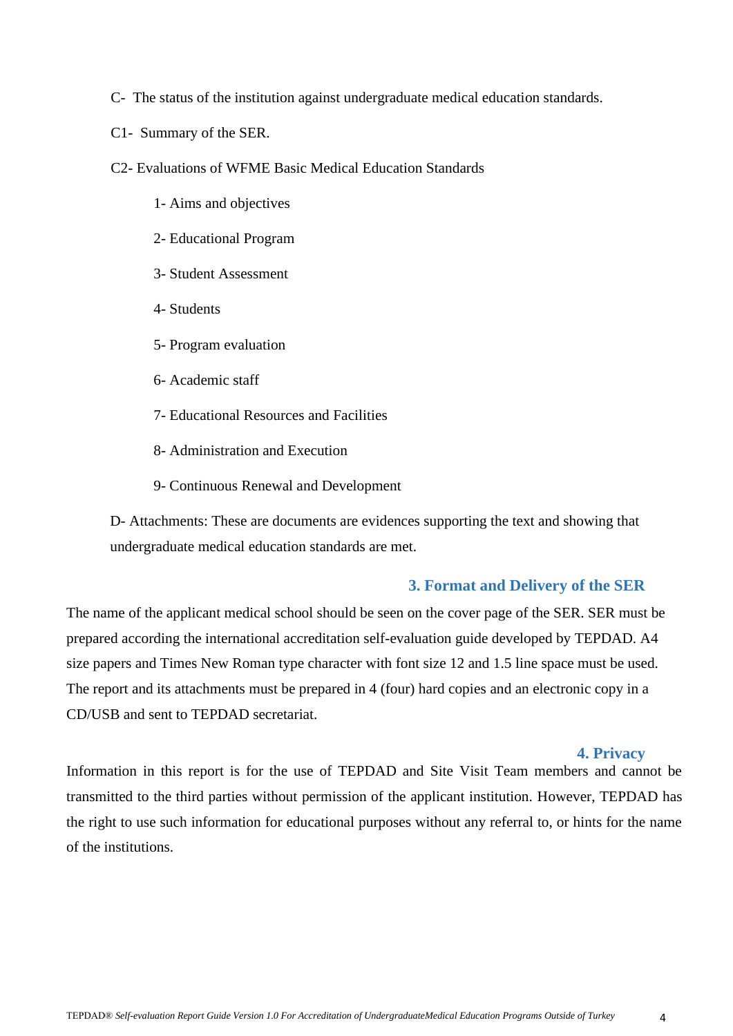C- The status of the institution against undergraduate medical education standards.

C1- Summary of the SER.

C2- Evaluations of WFME Basic Medical Education Standards

1- Aims and objectives

2- Educational Program

3- Student Assessment

4- Students

5- Program evaluation

6- Academic staff

7- Educational Resources and Facilities

8- Administration and Execution

9- Continuous Renewal and Development

D- Attachments: These are documents are evidences supporting the text and showing that undergraduate medical education standards are met.

## 3. Format and Delivery of the SER

The name of the applicant medical school should be seen on the cover page of the SER. SER must be prepared according the international accreditation self-evaluation guide developed by TEPDAD. A4 size papers and Times New Roman type character with font size 12 and 1.5 line space must be used. The report and its attachments must be prepared in 4 (four) hard copies and an electronic copy in a CD/USB and sent to TEPDAD secretariat.

## 4. Privacy

Information in this report is for the use of TEPDAD and Site Visit Team members and cannot be transmitted to the third parties without permission of the applicant institution. However, TEPDAD has the right to use such information for educational purposes without any referral to, or hints for the name of the institutions.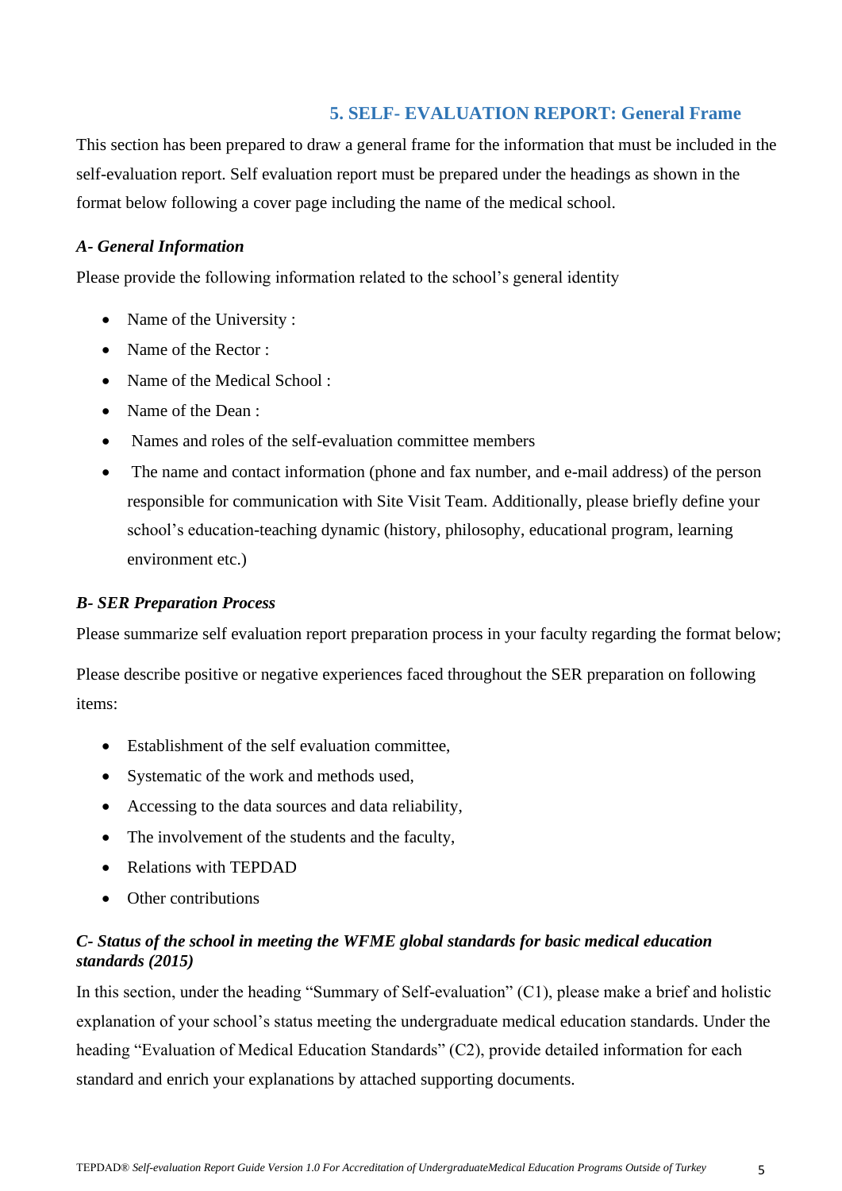## 5. SELF- EVALUATION REPORT: General Frame

This section has been prepared to draw a general frame for the information that must be included in the self-evaluation report. Self evaluation report must be prepared under the headings as shown in the format below following a cover page including the name of the medical school.

### *A- General Information*

Please provide the following information related to the school's general identity

- Name of the University :
- Name of the Rector :
- Name of the Medical School :
- Name of the Dean :
- Names and roles of the self-evaluation committee members
- The name and contact information (phone and fax number, and e-mail address) of the person responsible for communication with Site Visit Team. Additionally, please briefly define your school's education-teaching dynamic (history, philosophy, educational program, learning environment etc.)

### *B- SER Preparation Process*

Please summarize self evaluation report preparation process in your faculty regarding the format below;

Please describe positive or negative experiences faced throughout the SER preparation on following items:

- Establishment of the self evaluation committee,
- Systematic of the work and methods used,
- Accessing to the data sources and data reliability,
- The involvement of the students and the faculty,
- Relations with TEPDAD
- Other contributions

### *C- Status of the school in meeting the WFME global standards for basic medical education standards (2015)*

In this section, under the heading "Summary of Self-evaluation" (C1), please make a brief and holistic explanation of your school's status meeting the undergraduate medical education standards. Under the heading "Evaluation of Medical Education Standards" (C2), provide detailed information for each standard and enrich your explanations by attached supporting documents.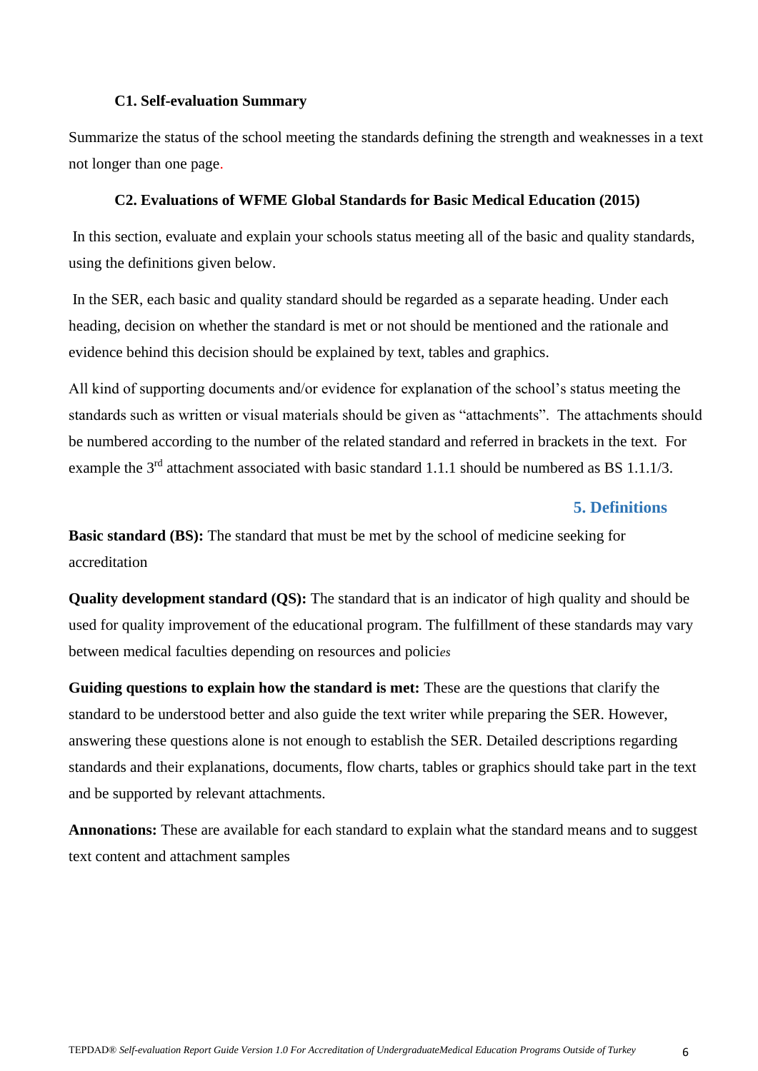### C1. Self-evaluation Summary

Summarize the status of the school meeting the standards defining the strength and weaknesses in a text not longer than one page.

### C2. Evaluations of WFME Global Standards for Basic Medical Education (2015)

In this section, evaluate and explain your schools status meeting all of the basic and quality standards, using the definitions given below.

In the SER, each basic and quality standard should be regarded as a separate heading. Under each heading, decision on whether the standard is met or not should be mentioned and the rationale and evidence behind this decision should be explained by text, tables and graphics.

All kind of supporting documents and/or evidence for explanation of the school's status meeting the standards such as written or visual materials should be given as "attachments". The attachments should be numbered according to the number of the related standard and referred in brackets in the text. For example the 3rd attachment associated with basic standard 1.1.1 should be numbered as BS 1.1.1/3.

## 5. Definitions

**Basic standard (BS):** The standard that must be met by the school of medicine seeking for accreditation

**Quality development standard (QS):** The standard that is an indicator of high quality and should be used for quality improvement of the educational program. The fulfillment of these standards may vary between medical faculties depending on resources and policies

**Guiding questions to explain how the standard is met:** These are the questions that clarify the standard to be understood better and also guide the text writer while preparing the SER. However, answering these questions alone is not enough to establish the SER. Detailed descriptions regarding standards and their explanations, documents, flow charts, tables or graphics should take part in the text and be supported by relevant attachments.

**Annonations:** These are available for each standard to explain what the standard means and to suggest text content and attachment samples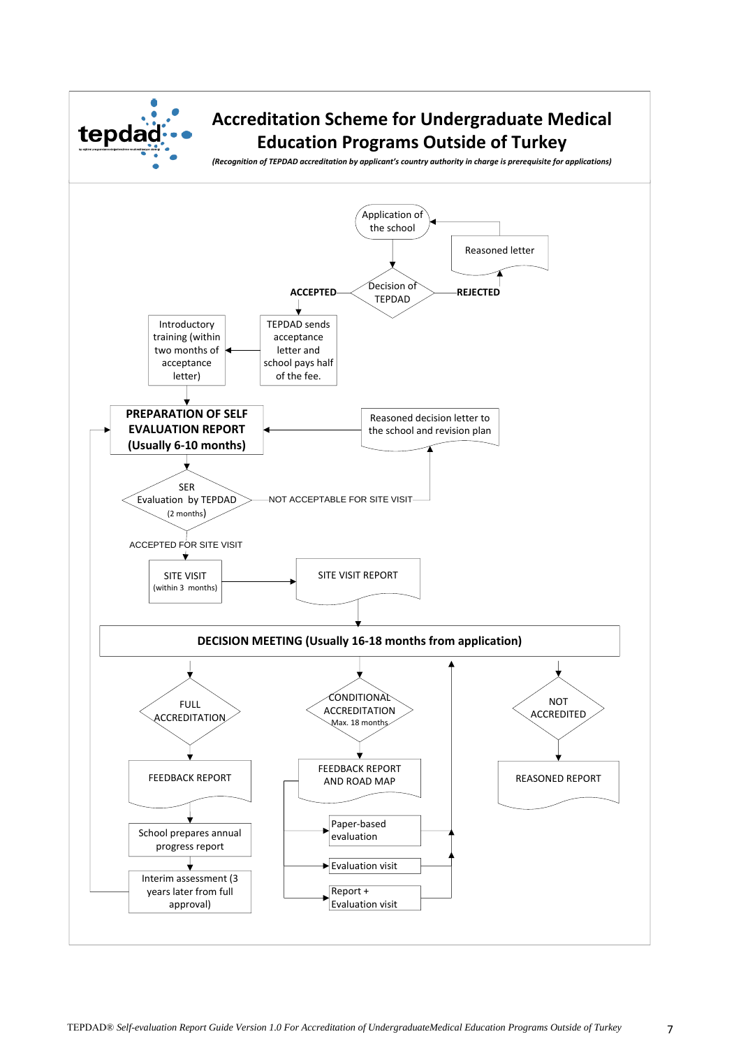# Accreditation Scheme for Undergraduate Medical Education Programs Outside of Turkey

*(Recognition of TEPDAD accreditation by applicant's country authority in charge is prerequisite for applications)*

- Application of the school
- Decision of TEPDAD
  - REJECTED → Reasoned letter → Application of the school
  - ACCEPTED → TEPDAD sends acceptance letter and school pays half of the fee. → Introductory training (within two months of acceptance letter)
- **PREPARATION OF SELF EVALUATION REPORT (Usually 6-10 months)**
- SER Evaluation by TEPDAD (2 months)
  - NOT ACCEPTABLE FOR SITE VISIT → Reasoned decision letter to the school and revision plan → PREPARATION OF SELF EVALUATION REPORT
  - ACCEPTED FOR SITE VISIT → SITE VISIT (within 3 months) → SITE VISIT REPORT
- **DECISION MEETING (Usually 16-18 months from application)**
  - FULL ACCREDITATION → FEEDBACK REPORT → School prepares annual progress report → Interim assessment (3 years later from full approval) → PREPARATION OF SELF EVALUATION REPORT
  - CONDITIONAL ACCREDITATION Max. 18 months → FEEDBACK REPORT AND ROAD MAP → Paper-based evaluation / Evaluation visit / Report + Evaluation visit → DECISION MEETING
  - NOT ACCREDITED → REASONED REPORT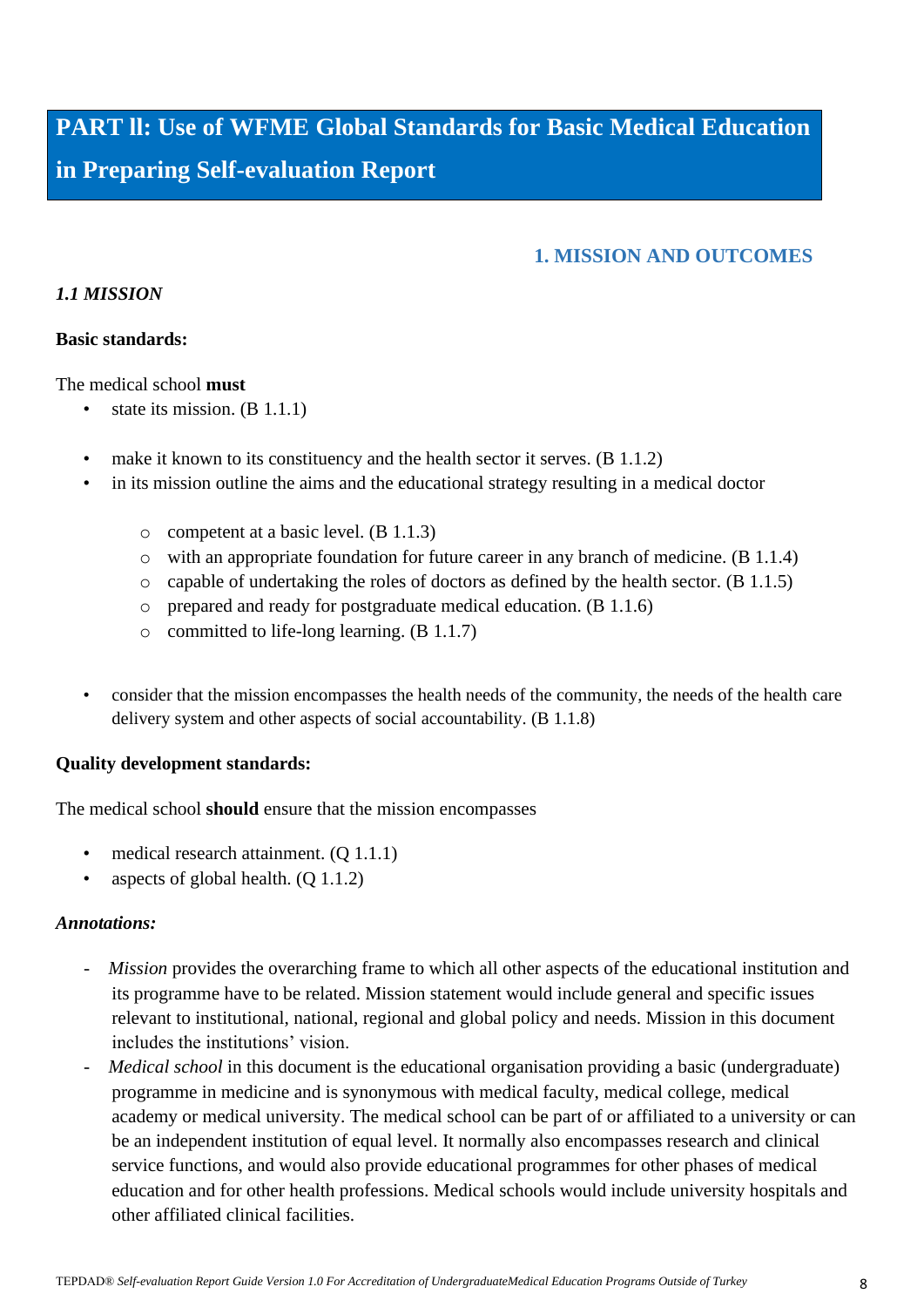# PART ll: Use of WFME Global Standards for Basic Medical Education in Preparing Self-evaluation Report

## 1. MISSION AND OUTCOMES

### *1.1 MISSION*

**Basic standards:**

The medical school **must**

- state its mission. (B 1.1.1)
- make it known to its constituency and the health sector it serves. (B 1.1.2)
- in its mission outline the aims and the educational strategy resulting in a medical doctor
  - competent at a basic level. (B 1.1.3)
  - with an appropriate foundation for future career in any branch of medicine. (B 1.1.4)
  - capable of undertaking the roles of doctors as defined by the health sector. (B 1.1.5)
  - prepared and ready for postgraduate medical education. (B 1.1.6)
  - committed to life-long learning. (B 1.1.7)
- consider that the mission encompasses the health needs of the community, the needs of the health care delivery system and other aspects of social accountability. (B 1.1.8)

**Quality development standards:**

The medical school **should** ensure that the mission encompasses

- medical research attainment. (Q 1.1.1)
- aspects of global health. (Q 1.1.2)

***Annotations:***

- *Mission* provides the overarching frame to which all other aspects of the educational institution and its programme have to be related. Mission statement would include general and specific issues relevant to institutional, national, regional and global policy and needs. Mission in this document includes the institutions' vision.
- *Medical school* in this document is the educational organisation providing a basic (undergraduate) programme in medicine and is synonymous with medical faculty, medical college, medical academy or medical university. The medical school can be part of or affiliated to a university or can be an independent institution of equal level. It normally also encompasses research and clinical service functions, and would also provide educational programmes for other phases of medical education and for other health professions. Medical schools would include university hospitals and other affiliated clinical facilities.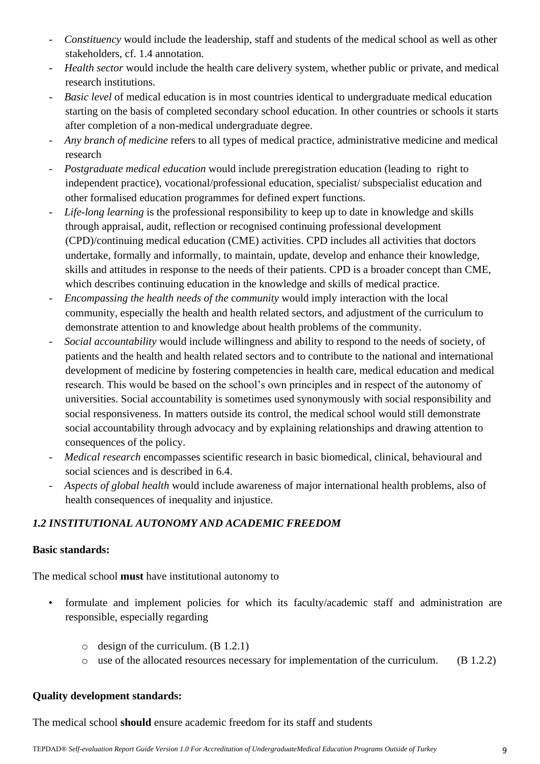- *Constituency* would include the leadership, staff and students of the medical school as well as other stakeholders, cf. 1.4 annotation.
- *Health sector* would include the health care delivery system, whether public or private, and medical research institutions.
- *Basic level* of medical education is in most countries identical to undergraduate medical education starting on the basis of completed secondary school education. In other countries or schools it starts after completion of a non-medical undergraduate degree.
- *Any branch of medicine* refers to all types of medical practice, administrative medicine and medical research
- *Postgraduate medical education* would include preregistration education (leading to right to independent practice), vocational/professional education, specialist/ subspecialist education and other formalised education programmes for defined expert functions.
- *Life-long learning* is the professional responsibility to keep up to date in knowledge and skills through appraisal, audit, reflection or recognised continuing professional development (CPD)/continuing medical education (CME) activities. CPD includes all activities that doctors undertake, formally and informally, to maintain, update, develop and enhance their knowledge, skills and attitudes in response to the needs of their patients. CPD is a broader concept than CME, which describes continuing education in the knowledge and skills of medical practice.
- *Encompassing the health needs of the community* would imply interaction with the local community, especially the health and health related sectors, and adjustment of the curriculum to demonstrate attention to and knowledge about health problems of the community.
- *Social accountability* would include willingness and ability to respond to the needs of society, of patients and the health and health related sectors and to contribute to the national and international development of medicine by fostering competencies in health care, medical education and medical research. This would be based on the school's own principles and in respect of the autonomy of universities. Social accountability is sometimes used synonymously with social responsibility and social responsiveness. In matters outside its control, the medical school would still demonstrate social accountability through advocacy and by explaining relationships and drawing attention to consequences of the policy.
- *Medical research* encompasses scientific research in basic biomedical, clinical, behavioural and social sciences and is described in 6.4.
- *Aspects of global health* would include awareness of major international health problems, also of health consequences of inequality and injustice.

### *1.2 INSTITUTIONAL AUTONOMY AND ACADEMIC FREEDOM*

**Basic standards:**

The medical school **must** have institutional autonomy to

- formulate and implement policies for which its faculty/academic staff and administration are responsible, especially regarding
  - design of the curriculum. (B 1.2.1)
  - use of the allocated resources necessary for implementation of the curriculum. (B 1.2.2)

**Quality development standards:**

The medical school **should** ensure academic freedom for its staff and students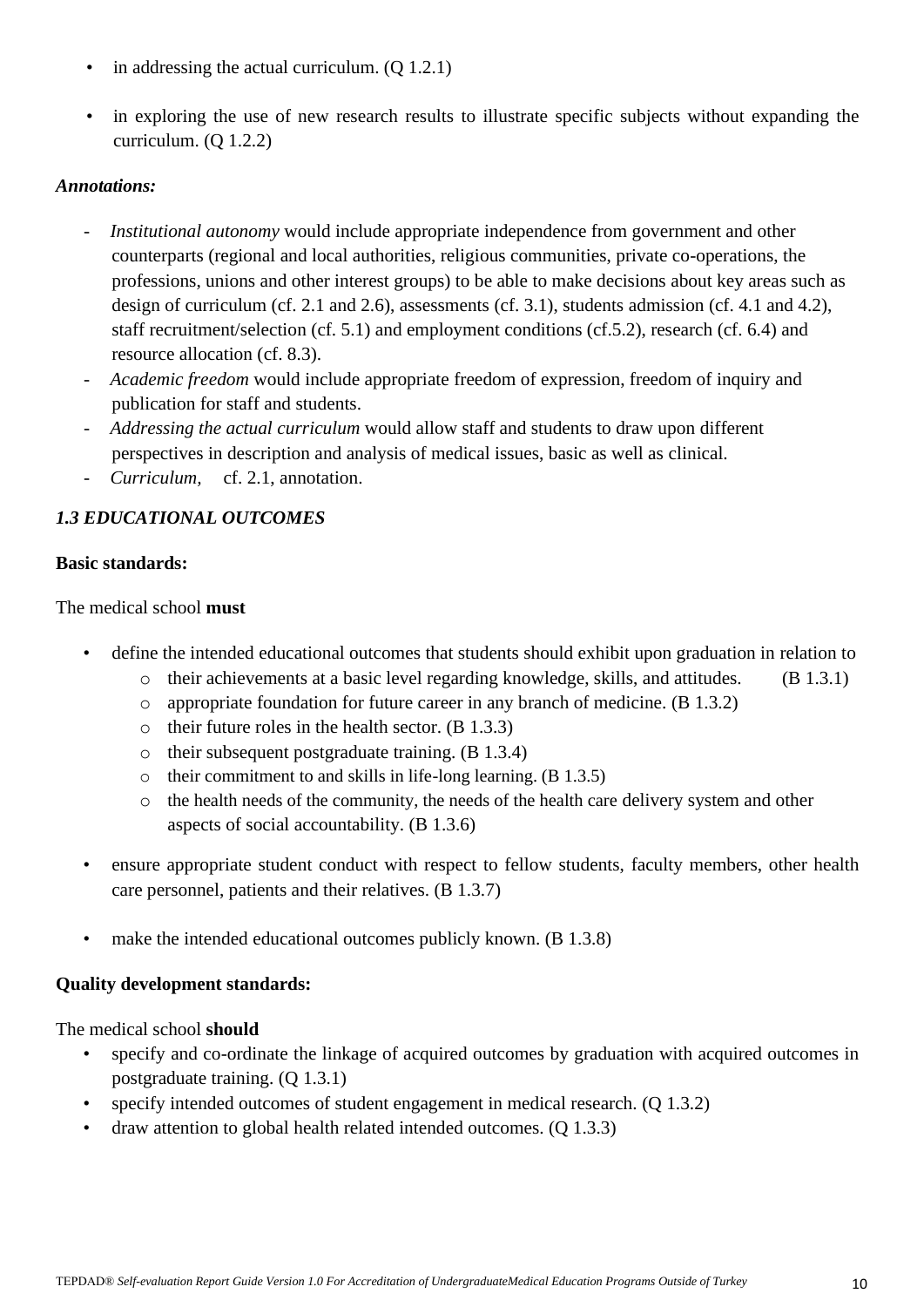- in addressing the actual curriculum. (Q 1.2.1)
- in exploring the use of new research results to illustrate specific subjects without expanding the curriculum. (Q 1.2.2)

***Annotations:***

- *Institutional autonomy* would include appropriate independence from government and other counterparts (regional and local authorities, religious communities, private co-operations, the professions, unions and other interest groups) to be able to make decisions about key areas such as design of curriculum (cf. 2.1 and 2.6), assessments (cf. 3.1), students admission (cf. 4.1 and 4.2), staff recruitment/selection (cf. 5.1) and employment conditions (cf.5.2), research (cf. 6.4) and resource allocation (cf. 8.3).
- *Academic freedom* would include appropriate freedom of expression, freedom of inquiry and publication for staff and students.
- *Addressing the actual curriculum* would allow staff and students to draw upon different perspectives in description and analysis of medical issues, basic as well as clinical.
- *Curriculum,* cf. 2.1, annotation.

### *1.3 EDUCATIONAL OUTCOMES*

**Basic standards:**

The medical school **must**

- define the intended educational outcomes that students should exhibit upon graduation in relation to
  - their achievements at a basic level regarding knowledge, skills, and attitudes. (B 1.3.1)
  - appropriate foundation for future career in any branch of medicine. (B 1.3.2)
  - their future roles in the health sector. (B 1.3.3)
  - their subsequent postgraduate training. (B 1.3.4)
  - their commitment to and skills in life-long learning. (B 1.3.5)
  - the health needs of the community, the needs of the health care delivery system and other aspects of social accountability. (B 1.3.6)
- ensure appropriate student conduct with respect to fellow students, faculty members, other health care personnel, patients and their relatives. (B 1.3.7)
- make the intended educational outcomes publicly known. (B 1.3.8)

**Quality development standards:**

The medical school **should**

- specify and co-ordinate the linkage of acquired outcomes by graduation with acquired outcomes in postgraduate training. (Q 1.3.1)
- specify intended outcomes of student engagement in medical research. (Q 1.3.2)
- draw attention to global health related intended outcomes. (Q 1.3.3)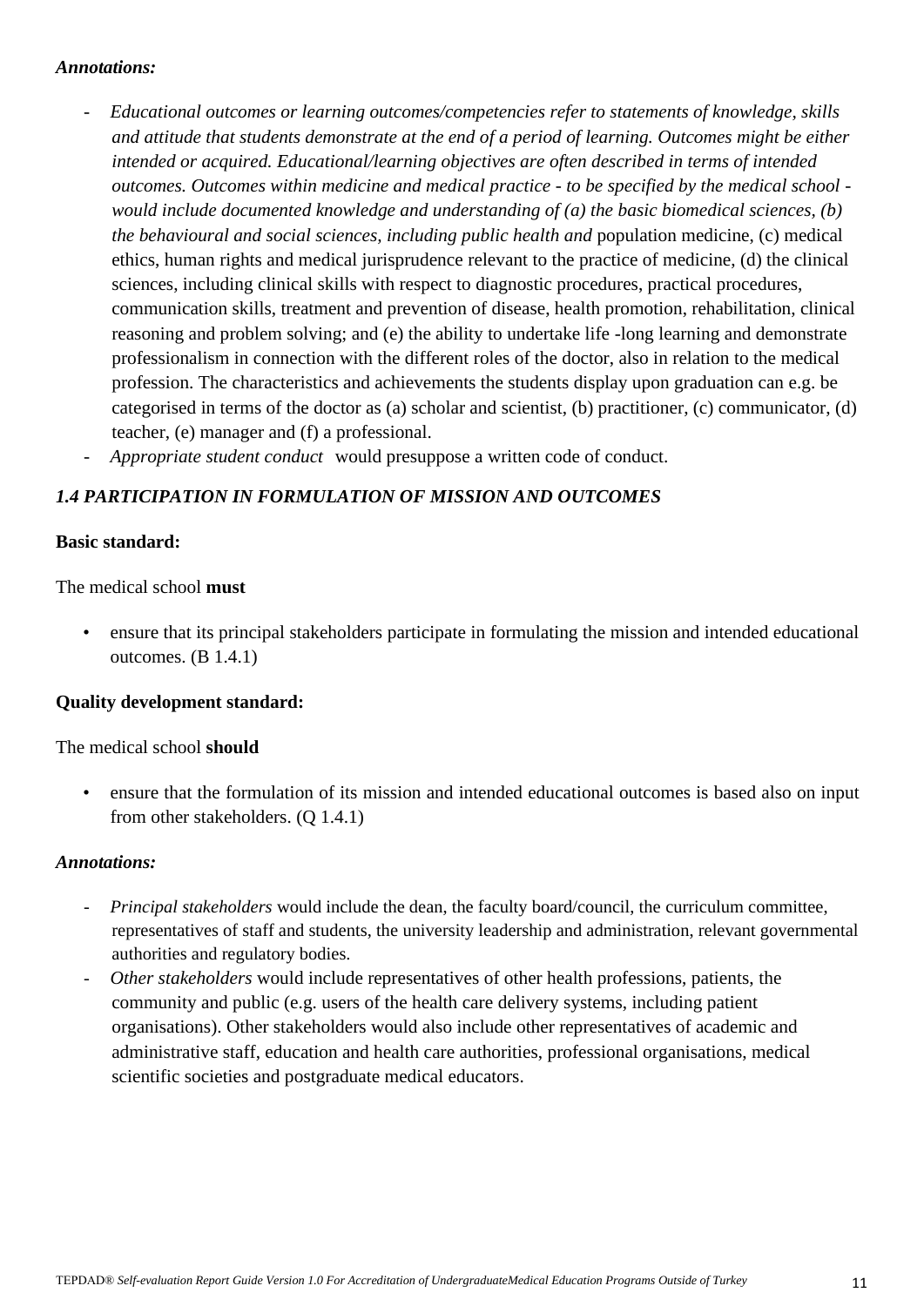***Annotations:***

- *Educational outcomes or learning outcomes/competencies refer to statements of knowledge, skills and attitude that students demonstrate at the end of a period of learning. Outcomes might be either intended or acquired. Educational/learning objectives are often described in terms of intended outcomes. Outcomes within medicine and medical practice - to be specified by the medical school - would include documented knowledge and understanding of (a) the basic biomedical sciences, (b) the behavioural and social sciences, including public health and* population medicine, (c) medical ethics, human rights and medical jurisprudence relevant to the practice of medicine, (d) the clinical sciences, including clinical skills with respect to diagnostic procedures, practical procedures, communication skills, treatment and prevention of disease, health promotion, rehabilitation, clinical reasoning and problem solving; and (e) the ability to undertake life -long learning and demonstrate professionalism in connection with the different roles of the doctor, also in relation to the medical profession. The characteristics and achievements the students display upon graduation can e.g. be categorised in terms of the doctor as (a) scholar and scientist, (b) practitioner, (c) communicator, (d) teacher, (e) manager and (f) a professional.
- *Appropriate student conduct* would presuppose a written code of conduct.

***1.4 PARTICIPATION IN FORMULATION OF MISSION AND OUTCOMES***

**Basic standard:**

The medical school **must**

- ensure that its principal stakeholders participate in formulating the mission and intended educational outcomes. (B 1.4.1)

**Quality development standard:**

The medical school **should**

- ensure that the formulation of its mission and intended educational outcomes is based also on input from other stakeholders. (Q 1.4.1)

***Annotations:***

- *Principal stakeholders* would include the dean, the faculty board/council, the curriculum committee, representatives of staff and students, the university leadership and administration, relevant governmental authorities and regulatory bodies.
- *Other stakeholders* would include representatives of other health professions, patients, the community and public (e.g. users of the health care delivery systems, including patient organisations). Other stakeholders would also include other representatives of academic and administrative staff, education and health care authorities, professional organisations, medical scientific societies and postgraduate medical educators.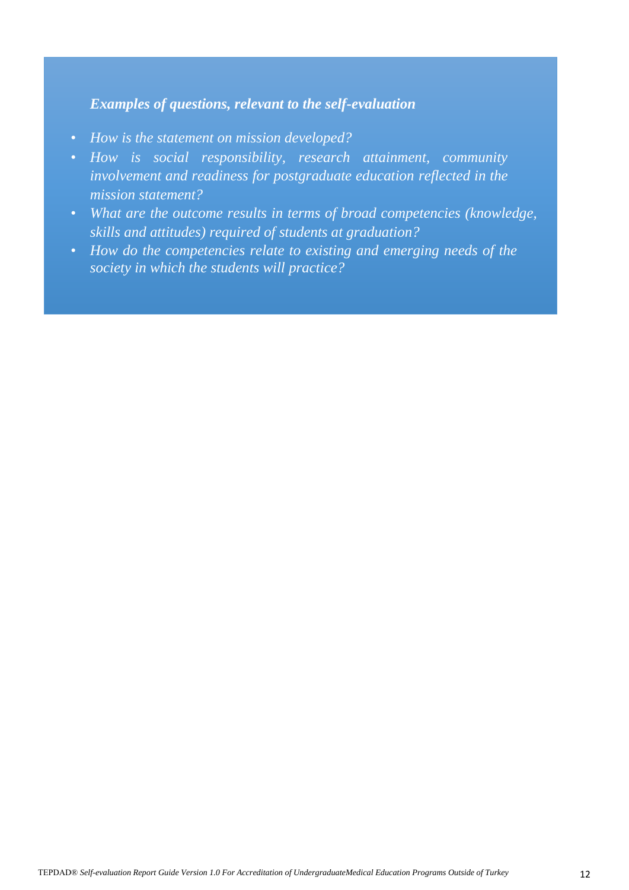***Examples of questions, relevant to the self-evaluation***

- *How is the statement on mission developed?*
- *How is social responsibility, research attainment, community involvement and readiness for postgraduate education reflected in the mission statement?*
- *What are the outcome results in terms of broad competencies (knowledge, skills and attitudes) required of students at graduation?*
- *How do the competencies relate to existing and emerging needs of the society in which the students will practice?*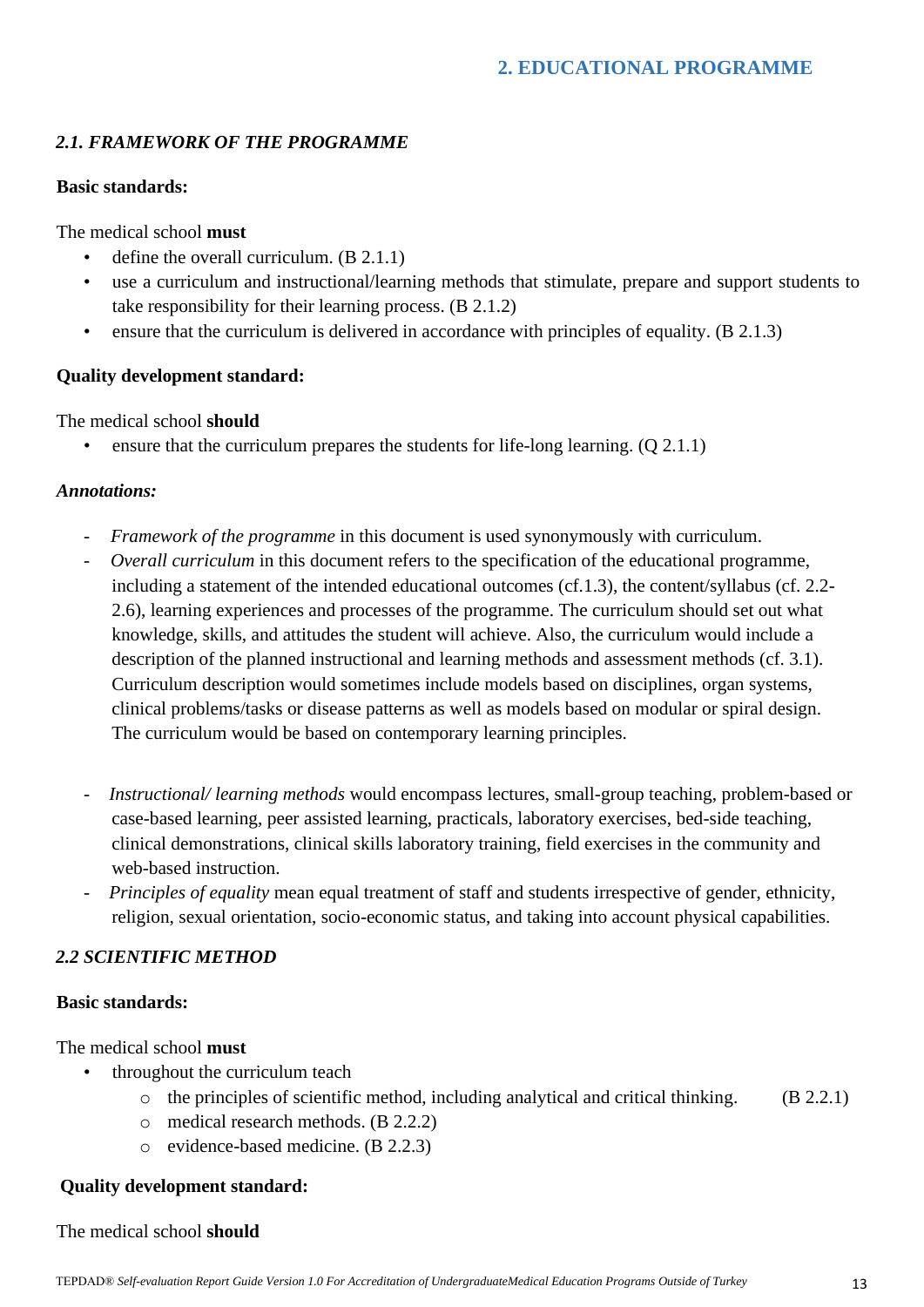## 2. EDUCATIONAL PROGRAMME

### *2.1. FRAMEWORK OF THE PROGRAMME*

**Basic standards:**

The medical school **must**

- define the overall curriculum. (B 2.1.1)
- use a curriculum and instructional/learning methods that stimulate, prepare and support students to take responsibility for their learning process. (B 2.1.2)
- ensure that the curriculum is delivered in accordance with principles of equality. (B 2.1.3)

**Quality development standard:**

The medical school **should**

- ensure that the curriculum prepares the students for life-long learning. (Q 2.1.1)

***Annotations:***

- *Framework of the programme* in this document is used synonymously with curriculum.
- *Overall curriculum* in this document refers to the specification of the educational programme, including a statement of the intended educational outcomes (cf.1.3), the content/syllabus (cf. 2.2-2.6), learning experiences and processes of the programme. The curriculum should set out what knowledge, skills, and attitudes the student will achieve. Also, the curriculum would include a description of the planned instructional and learning methods and assessment methods (cf. 3.1). Curriculum description would sometimes include models based on disciplines, organ systems, clinical problems/tasks or disease patterns as well as models based on modular or spiral design. The curriculum would be based on contemporary learning principles.

- *Instructional/ learning methods* would encompass lectures, small-group teaching, problem-based or case-based learning, peer assisted learning, practicals, laboratory exercises, bed-side teaching, clinical demonstrations, clinical skills laboratory training, field exercises in the community and web-based instruction.
- *Principles of equality* mean equal treatment of staff and students irrespective of gender, ethnicity, religion, sexual orientation, socio-economic status, and taking into account physical capabilities.

### *2.2 SCIENTIFIC METHOD*

**Basic standards:**

The medical school **must**

- throughout the curriculum teach
  - the principles of scientific method, including analytical and critical thinking. (B 2.2.1)
  - medical research methods. (B 2.2.2)
  - evidence-based medicine. (B 2.2.3)

**Quality development standard:**

The medical school **should**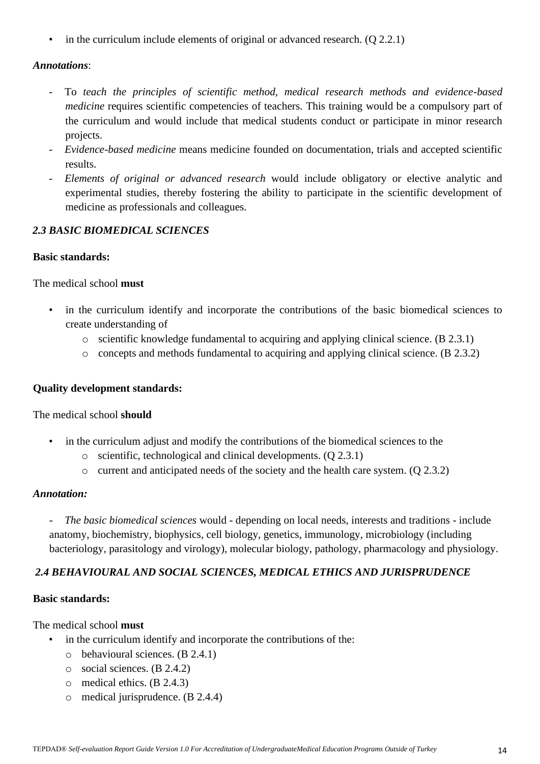- in the curriculum include elements of original or advanced research. (Q 2.2.1)

***Annotations***:

- To *teach the principles of scientific method, medical research methods and evidence-based medicine* requires scientific competencies of teachers. This training would be a compulsory part of the curriculum and would include that medical students conduct or participate in minor research projects.
- *Evidence-based medicine* means medicine founded on documentation, trials and accepted scientific results.
- *Elements of original or advanced research* would include obligatory or elective analytic and experimental studies, thereby fostering the ability to participate in the scientific development of medicine as professionals and colleagues.

### *2.3 BASIC BIOMEDICAL SCIENCES*

**Basic standards:**

The medical school **must**

- in the curriculum identify and incorporate the contributions of the basic biomedical sciences to create understanding of
  - scientific knowledge fundamental to acquiring and applying clinical science. (B 2.3.1)
  - concepts and methods fundamental to acquiring and applying clinical science. (B 2.3.2)

**Quality development standards:**

The medical school **should**

- in the curriculum adjust and modify the contributions of the biomedical sciences to the
  - scientific, technological and clinical developments. (Q 2.3.1)
  - current and anticipated needs of the society and the health care system. (Q 2.3.2)

***Annotation:***

- *The basic biomedical sciences* would - depending on local needs, interests and traditions - include anatomy, biochemistry, biophysics, cell biology, genetics, immunology, microbiology (including bacteriology, parasitology and virology), molecular biology, pathology, pharmacology and physiology.

### *2.4 BEHAVIOURAL AND SOCIAL SCIENCES, MEDICAL ETHICS AND JURISPRUDENCE*

**Basic standards:**

The medical school **must**

- in the curriculum identify and incorporate the contributions of the:
  - behavioural sciences. (B 2.4.1)
  - social sciences. (B 2.4.2)
  - medical ethics. (B 2.4.3)
  - medical jurisprudence. (B 2.4.4)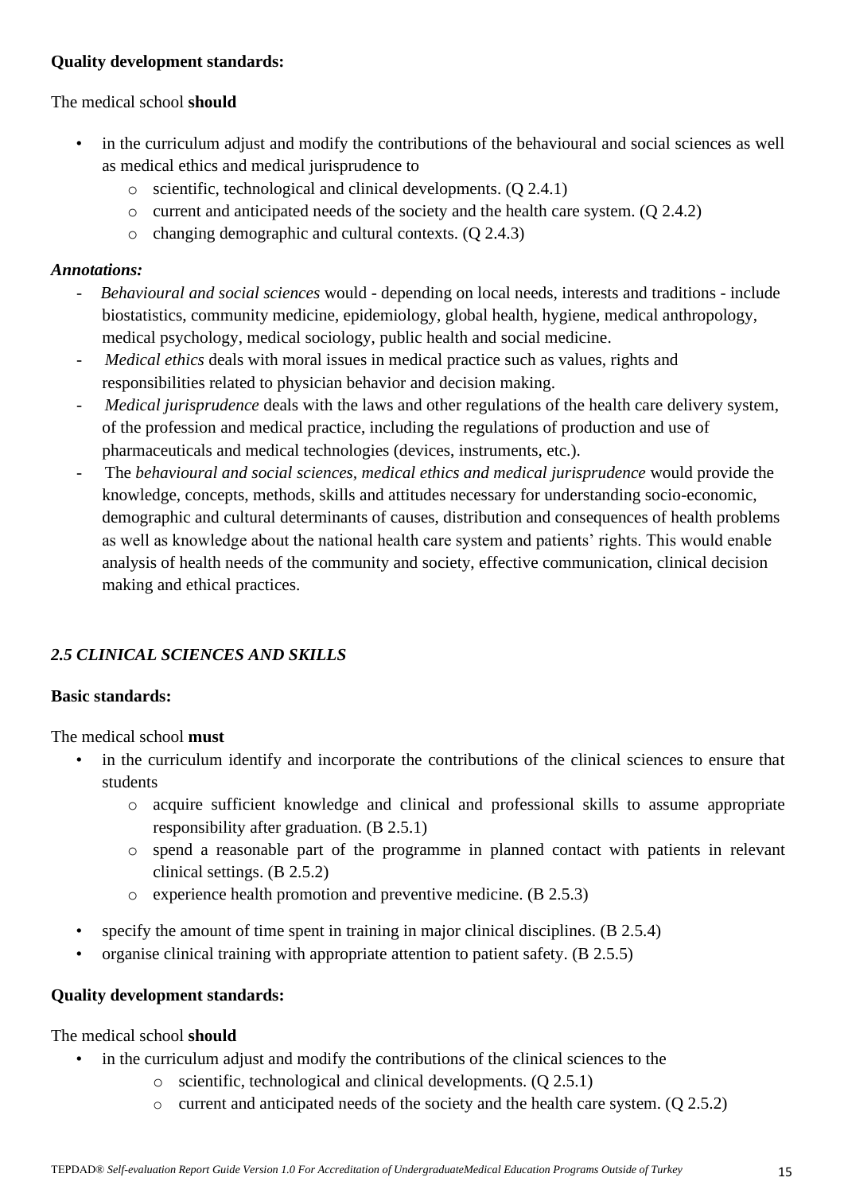**Quality development standards:**

The medical school **should**

- in the curriculum adjust and modify the contributions of the behavioural and social sciences as well as medical ethics and medical jurisprudence to
    - scientific, technological and clinical developments. (Q 2.4.1)
    - current and anticipated needs of the society and the health care system. (Q 2.4.2)
    - changing demographic and cultural contexts. (Q 2.4.3)

***Annotations:***

- *Behavioural and social sciences* would - depending on local needs, interests and traditions - include biostatistics, community medicine, epidemiology, global health, hygiene, medical anthropology, medical psychology, medical sociology, public health and social medicine.
- *Medical ethics* deals with moral issues in medical practice such as values, rights and responsibilities related to physician behavior and decision making.
- *Medical jurisprudence* deals with the laws and other regulations of the health care delivery system, of the profession and medical practice, including the regulations of production and use of pharmaceuticals and medical technologies (devices, instruments, etc.).
- The *behavioural and social sciences, medical ethics and medical jurisprudence* would provide the knowledge, concepts, methods, skills and attitudes necessary for understanding socio-economic, demographic and cultural determinants of causes, distribution and consequences of health problems as well as knowledge about the national health care system and patients' rights. This would enable analysis of health needs of the community and society, effective communication, clinical decision making and ethical practices.

## *2.5 CLINICAL SCIENCES AND SKILLS*

**Basic standards:**

The medical school **must**

- in the curriculum identify and incorporate the contributions of the clinical sciences to ensure that students
    - acquire sufficient knowledge and clinical and professional skills to assume appropriate responsibility after graduation. (B 2.5.1)
    - spend a reasonable part of the programme in planned contact with patients in relevant clinical settings. (B 2.5.2)
    - experience health promotion and preventive medicine. (B 2.5.3)
- specify the amount of time spent in training in major clinical disciplines. (B 2.5.4)
- organise clinical training with appropriate attention to patient safety. (B 2.5.5)

**Quality development standards:**

The medical school **should**

- in the curriculum adjust and modify the contributions of the clinical sciences to the
    - scientific, technological and clinical developments. (Q 2.5.1)
    - current and anticipated needs of the society and the health care system. (Q 2.5.2)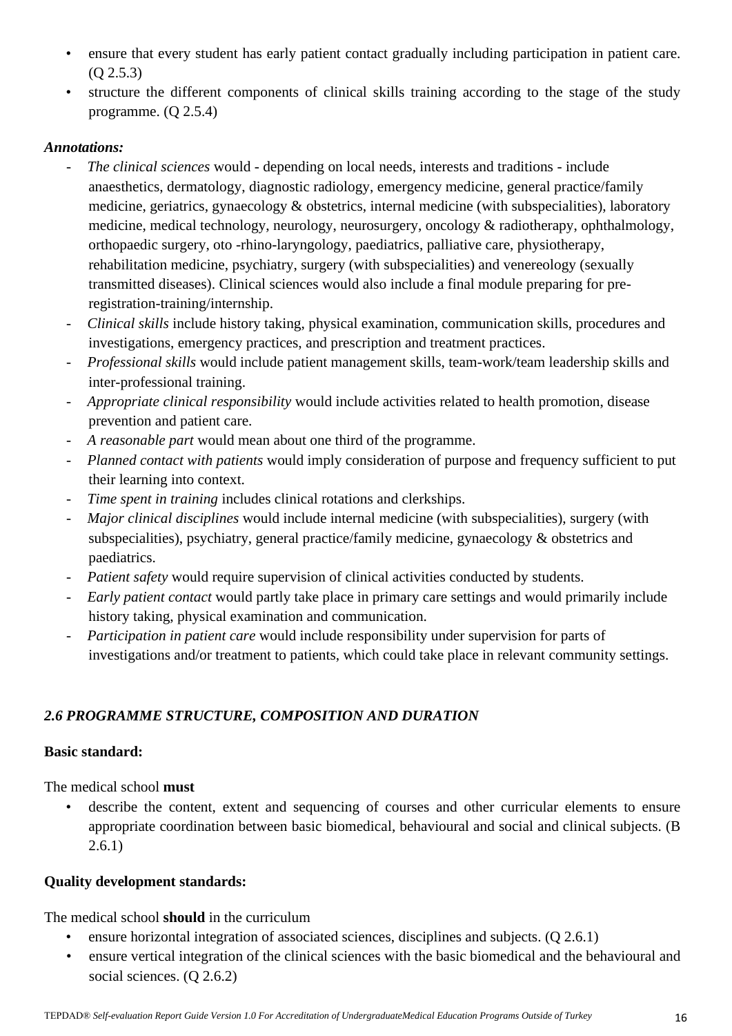- ensure that every student has early patient contact gradually including participation in patient care. (Q 2.5.3)
- structure the different components of clinical skills training according to the stage of the study programme. (Q 2.5.4)

***Annotations:***

- *The clinical sciences* would - depending on local needs, interests and traditions - include anaesthetics, dermatology, diagnostic radiology, emergency medicine, general practice/family medicine, geriatrics, gynaecology & obstetrics, internal medicine (with subspecialities), laboratory medicine, medical technology, neurology, neurosurgery, oncology & radiotherapy, ophthalmology, orthopaedic surgery, oto -rhino-laryngology, paediatrics, palliative care, physiotherapy, rehabilitation medicine, psychiatry, surgery (with subspecialities) and venereology (sexually transmitted diseases). Clinical sciences would also include a final module preparing for pre-registration-training/internship.
- *Clinical skills* include history taking, physical examination, communication skills, procedures and investigations, emergency practices, and prescription and treatment practices.
- *Professional skills* would include patient management skills, team-work/team leadership skills and inter-professional training.
- *Appropriate clinical responsibility* would include activities related to health promotion, disease prevention and patient care.
- *A reasonable part* would mean about one third of the programme.
- *Planned contact with patients* would imply consideration of purpose and frequency sufficient to put their learning into context.
- *Time spent in training* includes clinical rotations and clerkships.
- *Major clinical disciplines* would include internal medicine (with subspecialities), surgery (with subspecialities), psychiatry, general practice/family medicine, gynaecology & obstetrics and paediatrics.
- *Patient safety* would require supervision of clinical activities conducted by students.
- *Early patient contact* would partly take place in primary care settings and would primarily include history taking, physical examination and communication.
- *Participation in patient care* would include responsibility under supervision for parts of investigations and/or treatment to patients, which could take place in relevant community settings.

## *2.6 PROGRAMME STRUCTURE, COMPOSITION AND DURATION*

**Basic standard:**

The medical school **must**

- describe the content, extent and sequencing of courses and other curricular elements to ensure appropriate coordination between basic biomedical, behavioural and social and clinical subjects. (B 2.6.1)

**Quality development standards:**

The medical school **should** in the curriculum

- ensure horizontal integration of associated sciences, disciplines and subjects. (Q 2.6.1)
- ensure vertical integration of the clinical sciences with the basic biomedical and the behavioural and social sciences. (Q 2.6.2)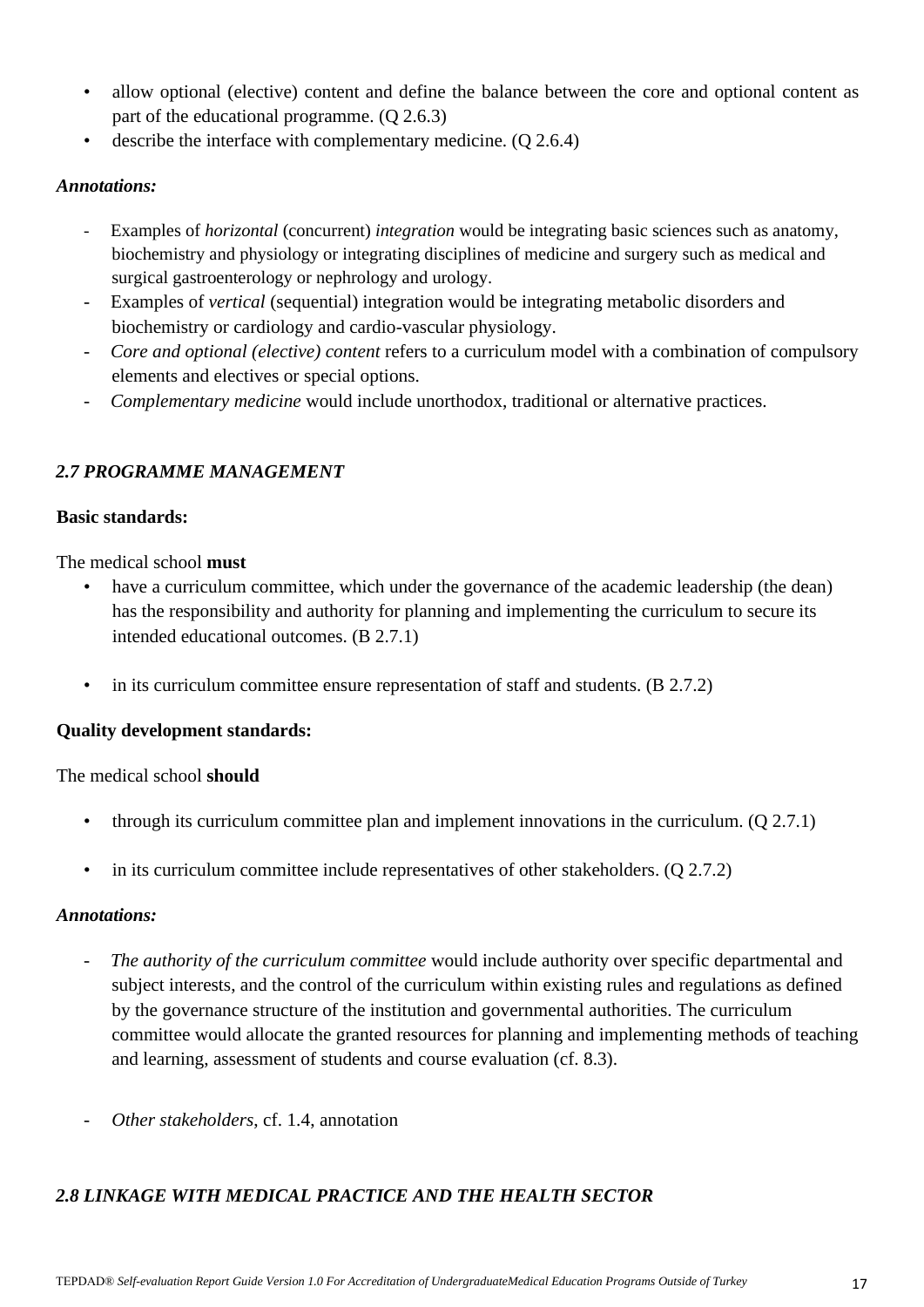- allow optional (elective) content and define the balance between the core and optional content as part of the educational programme. (Q 2.6.3)
- describe the interface with complementary medicine. (Q 2.6.4)

***Annotations:***

- Examples of *horizontal* (concurrent) *integration* would be integrating basic sciences such as anatomy, biochemistry and physiology or integrating disciplines of medicine and surgery such as medical and surgical gastroenterology or nephrology and urology.
- Examples of *vertical* (sequential) integration would be integrating metabolic disorders and biochemistry or cardiology and cardio-vascular physiology.
- *Core and optional (elective) content* refers to a curriculum model with a combination of compulsory elements and electives or special options.
- *Complementary medicine* would include unorthodox, traditional or alternative practices.

### *2.7 PROGRAMME MANAGEMENT*

**Basic standards:**

The medical school **must**

- have a curriculum committee, which under the governance of the academic leadership (the dean) has the responsibility and authority for planning and implementing the curriculum to secure its intended educational outcomes. (B 2.7.1)
- in its curriculum committee ensure representation of staff and students. (B 2.7.2)

**Quality development standards:**

The medical school **should**

- through its curriculum committee plan and implement innovations in the curriculum. (Q 2.7.1)
- in its curriculum committee include representatives of other stakeholders. (Q 2.7.2)

***Annotations:***

- *The authority of the curriculum committee* would include authority over specific departmental and subject interests, and the control of the curriculum within existing rules and regulations as defined by the governance structure of the institution and governmental authorities. The curriculum committee would allocate the granted resources for planning and implementing methods of teaching and learning, assessment of students and course evaluation (cf. 8.3).
- *Other stakeholders*, cf. 1.4, annotation

### *2.8 LINKAGE WITH MEDICAL PRACTICE AND THE HEALTH SECTOR*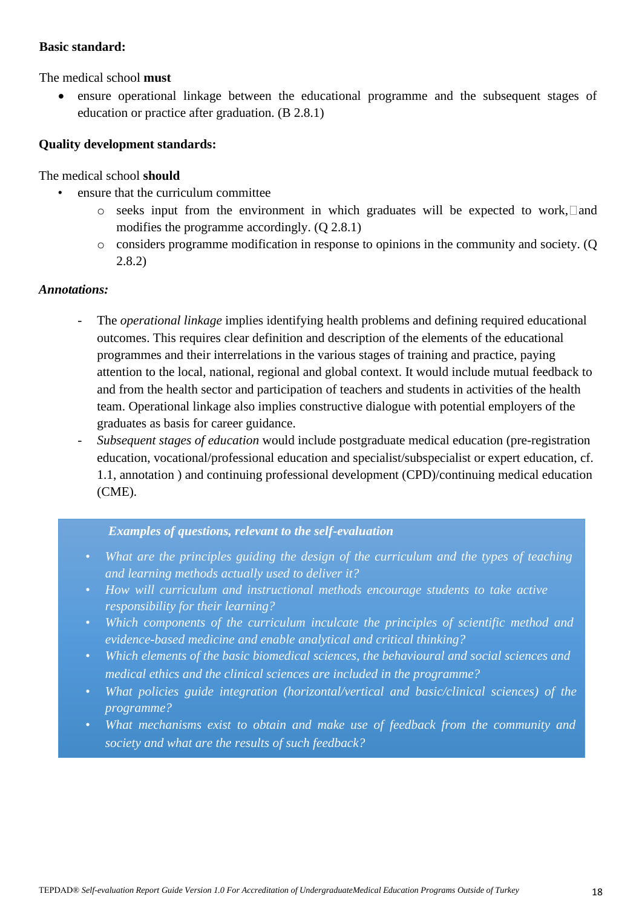**Basic standard:**

The medical school **must**

- ensure operational linkage between the educational programme and the subsequent stages of education or practice after graduation. (B 2.8.1)

**Quality development standards:**

The medical school **should**

- ensure that the curriculum committee
    - seeks input from the environment in which graduates will be expected to work, and modifies the programme accordingly. (Q 2.8.1)
    - considers programme modification in response to opinions in the community and society. (Q 2.8.2)

***Annotations:***

- The *operational linkage* implies identifying health problems and defining required educational outcomes. This requires clear definition and description of the elements of the educational programmes and their interrelations in the various stages of training and practice, paying attention to the local, national, regional and global context. It would include mutual feedback to and from the health sector and participation of teachers and students in activities of the health team. Operational linkage also implies constructive dialogue with potential employers of the graduates as basis for career guidance.
- *Subsequent stages of education* would include postgraduate medical education (pre-registration education, vocational/professional education and specialist/subspecialist or expert education, cf. 1.1, annotation ) and continuing professional development (CPD)/continuing medical education (CME).

***Examples of questions, relevant to the self-evaluation***

- *What are the principles guiding the design of the curriculum and the types of teaching and learning methods actually used to deliver it?*
- *How will curriculum and instructional methods encourage students to take active responsibility for their learning?*
- *Which components of the curriculum inculcate the principles of scientific method and evidence-based medicine and enable analytical and critical thinking?*
- *Which elements of the basic biomedical sciences, the behavioural and social sciences and medical ethics and the clinical sciences are included in the programme?*
- *What policies guide integration (horizontal/vertical and basic/clinical sciences) of the programme?*
- *What mechanisms exist to obtain and make use of feedback from the community and society and what are the results of such feedback?*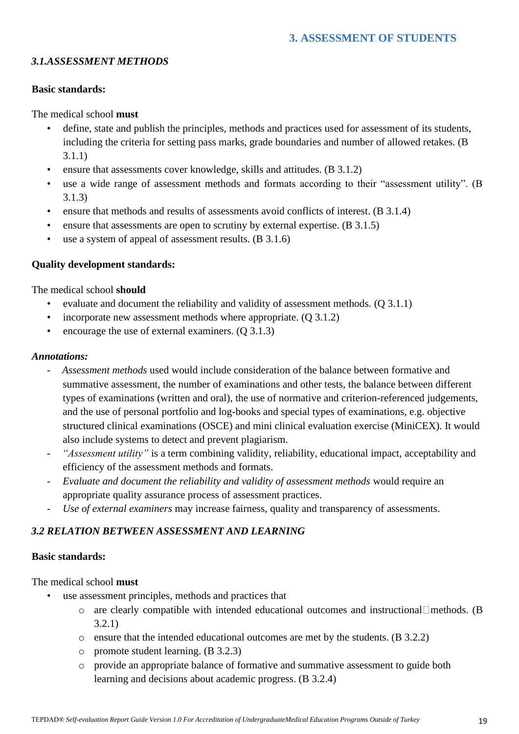## 3. ASSESSMENT OF STUDENTS

### *3.1.ASSESSMENT METHODS*

**Basic standards:**

The medical school **must**

- define, state and publish the principles, methods and practices used for assessment of its students, including the criteria for setting pass marks, grade boundaries and number of allowed retakes. (B 3.1.1)
- ensure that assessments cover knowledge, skills and attitudes. (B 3.1.2)
- use a wide range of assessment methods and formats according to their “assessment utility”. (B 3.1.3)
- ensure that methods and results of assessments avoid conflicts of interest. (B 3.1.4)
- ensure that assessments are open to scrutiny by external expertise. (B 3.1.5)
- use a system of appeal of assessment results. (B 3.1.6)

**Quality development standards:**

The medical school **should**

- evaluate and document the reliability and validity of assessment methods. (Q 3.1.1)
- incorporate new assessment methods where appropriate. (Q 3.1.2)
- encourage the use of external examiners. (Q 3.1.3)

***Annotations:***

- *Assessment methods* used would include consideration of the balance between formative and summative assessment, the number of examinations and other tests, the balance between different types of examinations (written and oral), the use of normative and criterion-referenced judgements, and the use of personal portfolio and log-books and special types of examinations, e.g. objective structured clinical examinations (OSCE) and mini clinical evaluation exercise (MiniCEX). It would also include systems to detect and prevent plagiarism.
- *“Assessment utility”* is a term combining validity, reliability, educational impact, acceptability and efficiency of the assessment methods and formats.
- *Evaluate and document the reliability and validity of assessment methods* would require an appropriate quality assurance process of assessment practices.
- *Use of external examiners* may increase fairness, quality and transparency of assessments.

### *3.2 RELATION BETWEEN ASSESSMENT AND LEARNING*

**Basic standards:**

The medical school **must**

- use assessment principles, methods and practices that
  - are clearly compatible with intended educational outcomes and instructional methods. (B 3.2.1)
  - ensure that the intended educational outcomes are met by the students. (B 3.2.2)
  - promote student learning. (B 3.2.3)
  - provide an appropriate balance of formative and summative assessment to guide both learning and decisions about academic progress. (B 3.2.4)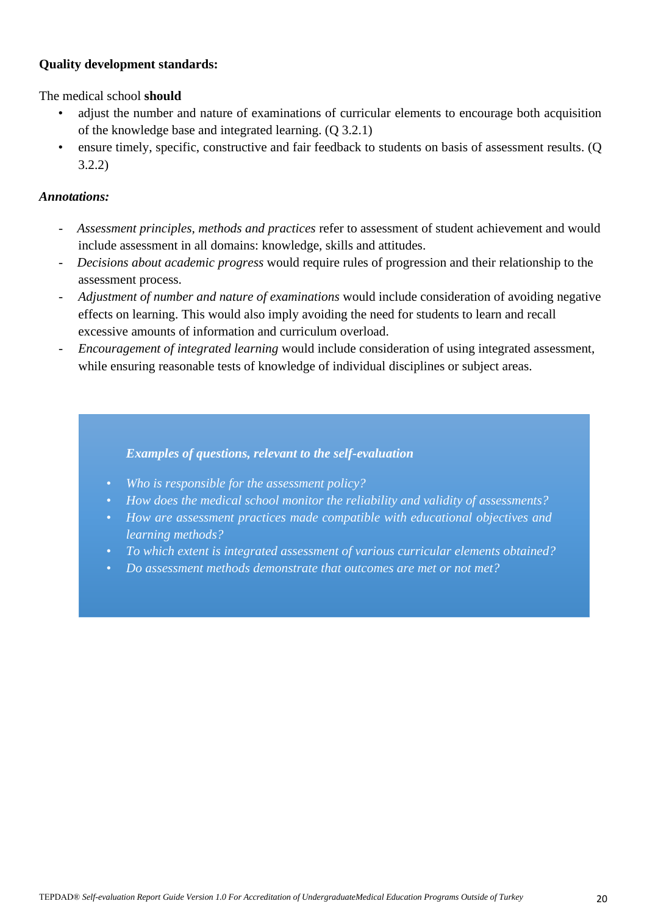**Quality development standards:**

The medical school **should**

- adjust the number and nature of examinations of curricular elements to encourage both acquisition of the knowledge base and integrated learning. (Q 3.2.1)
- ensure timely, specific, constructive and fair feedback to students on basis of assessment results. (Q 3.2.2)

***Annotations:***

- *Assessment principles, methods and practices* refer to assessment of student achievement and would include assessment in all domains: knowledge, skills and attitudes.
- *Decisions about academic progress* would require rules of progression and their relationship to the assessment process.
- *Adjustment of number and nature of examinations* would include consideration of avoiding negative effects on learning. This would also imply avoiding the need for students to learn and recall excessive amounts of information and curriculum overload.
- *Encouragement of integrated learning* would include consideration of using integrated assessment, while ensuring reasonable tests of knowledge of individual disciplines or subject areas.

***Examples of questions, relevant to the self-evaluation***

- *Who is responsible for the assessment policy?*
- *How does the medical school monitor the reliability and validity of assessments?*
- *How are assessment practices made compatible with educational objectives and learning methods?*
- *To which extent is integrated assessment of various curricular elements obtained?*
- *Do assessment methods demonstrate that outcomes are met or not met?*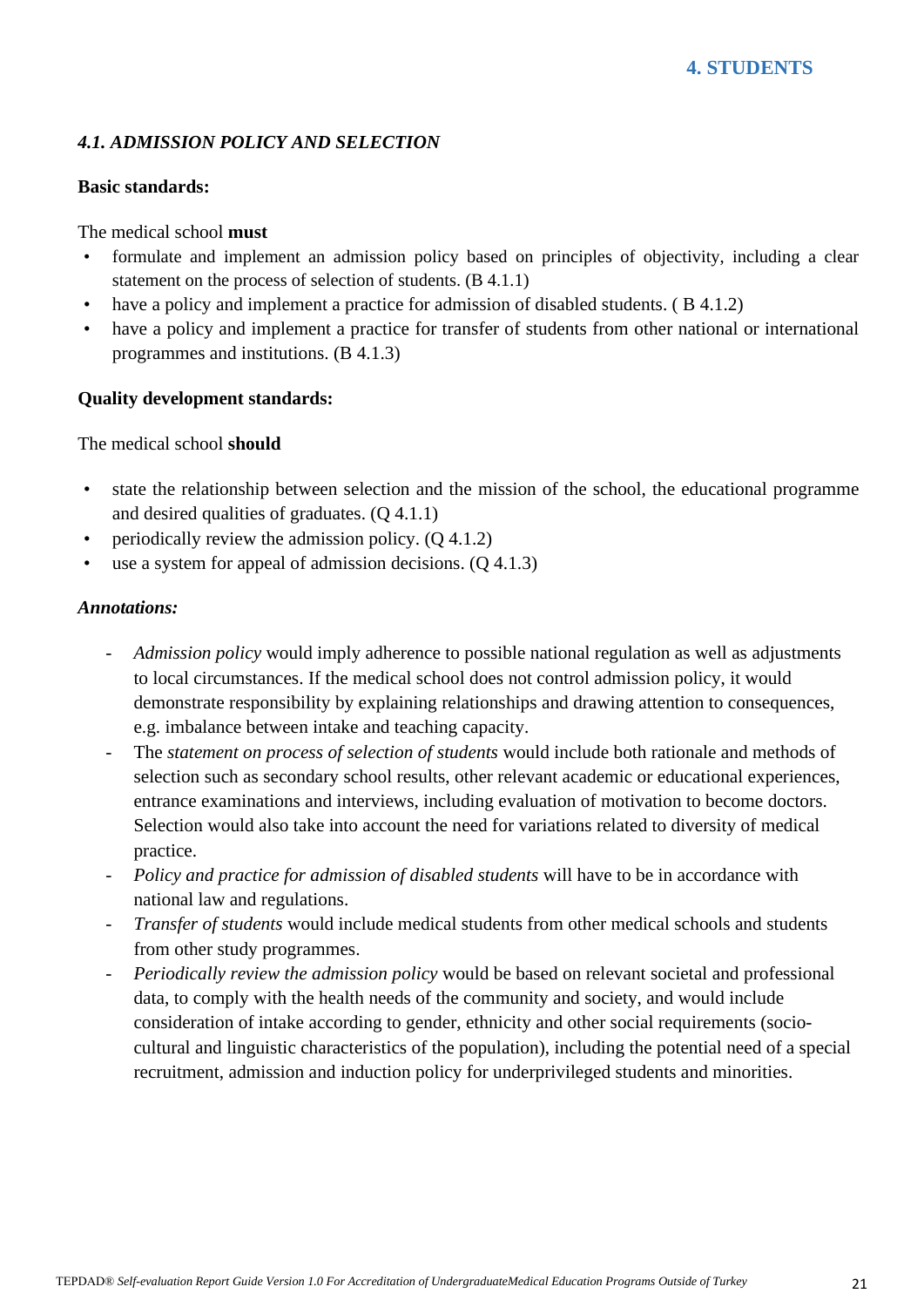# 4. STUDENTS

## *4.1. ADMISSION POLICY AND SELECTION*

**Basic standards:**

The medical school **must**

- formulate and implement an admission policy based on principles of objectivity, including a clear statement on the process of selection of students. (B 4.1.1)
- have a policy and implement a practice for admission of disabled students. ( B 4.1.2)
- have a policy and implement a practice for transfer of students from other national or international programmes and institutions. (B 4.1.3)

**Quality development standards:**

The medical school **should**

- state the relationship between selection and the mission of the school, the educational programme and desired qualities of graduates. (Q 4.1.1)
- periodically review the admission policy. (Q 4.1.2)
- use a system for appeal of admission decisions. (Q 4.1.3)

***Annotations:***

- *Admission policy* would imply adherence to possible national regulation as well as adjustments to local circumstances. If the medical school does not control admission policy, it would demonstrate responsibility by explaining relationships and drawing attention to consequences, e.g. imbalance between intake and teaching capacity.
- The *statement on process of selection of students* would include both rationale and methods of selection such as secondary school results, other relevant academic or educational experiences, entrance examinations and interviews, including evaluation of motivation to become doctors. Selection would also take into account the need for variations related to diversity of medical practice.
- *Policy and practice for admission of disabled students* will have to be in accordance with national law and regulations.
- *Transfer of students* would include medical students from other medical schools and students from other study programmes.
- *Periodically review the admission policy* would be based on relevant societal and professional data, to comply with the health needs of the community and society, and would include consideration of intake according to gender, ethnicity and other social requirements (socio-cultural and linguistic characteristics of the population), including the potential need of a special recruitment, admission and induction policy for underprivileged students and minorities.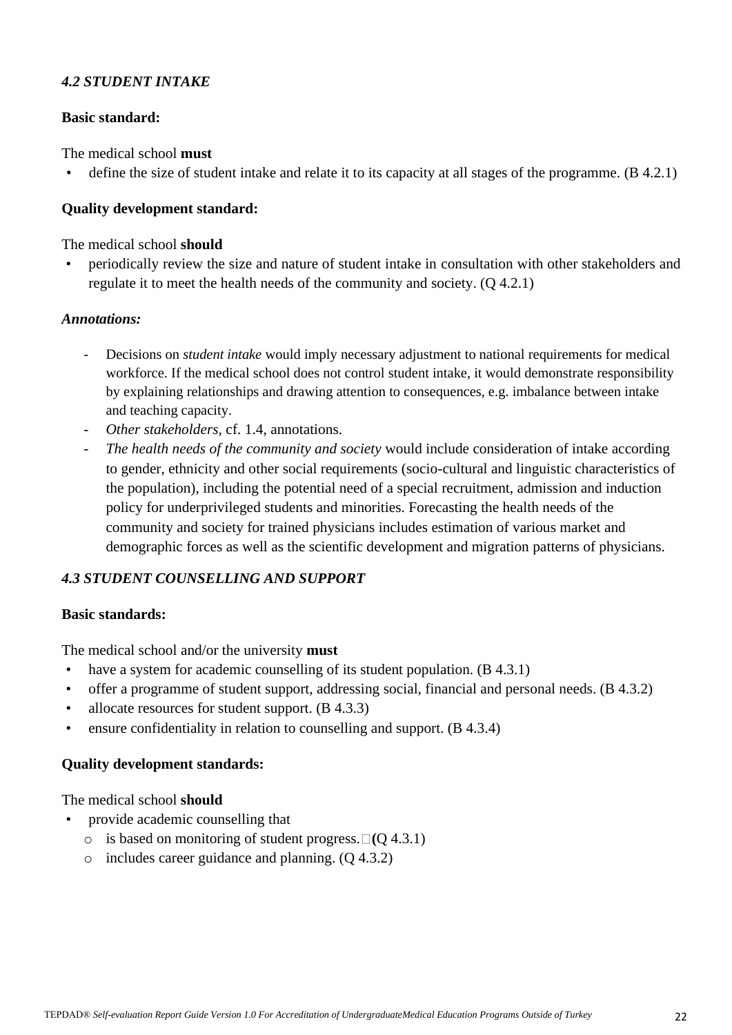### *4.2 STUDENT INTAKE*

**Basic standard:**

The medical school **must**

- define the size of student intake and relate it to its capacity at all stages of the programme. (B 4.2.1)

**Quality development standard:**

The medical school **should**

- periodically review the size and nature of student intake in consultation with other stakeholders and regulate it to meet the health needs of the community and society. (Q 4.2.1)

***Annotations:***

- Decisions on *student intake* would imply necessary adjustment to national requirements for medical workforce. If the medical school does not control student intake, it would demonstrate responsibility by explaining relationships and drawing attention to consequences, e.g. imbalance between intake and teaching capacity.
- *Other stakeholders*, cf. 1.4, annotations.
- *The health needs of the community and society* would include consideration of intake according to gender, ethnicity and other social requirements (socio-cultural and linguistic characteristics of the population), including the potential need of a special recruitment, admission and induction policy for underprivileged students and minorities. Forecasting the health needs of the community and society for trained physicians includes estimation of various market and demographic forces as well as the scientific development and migration patterns of physicians.

### *4.3 STUDENT COUNSELLING AND SUPPORT*

**Basic standards:**

The medical school and/or the university **must**

- have a system for academic counselling of its student population. (B 4.3.1)
- offer a programme of student support, addressing social, financial and personal needs. (B 4.3.2)
- allocate resources for student support. (B 4.3.3)
- ensure confidentiality in relation to counselling and support. (B 4.3.4)

**Quality development standards:**

The medical school **should**

- provide academic counselling that
  - is based on monitoring of student progress. (Q 4.3.1)
  - includes career guidance and planning. (Q 4.3.2)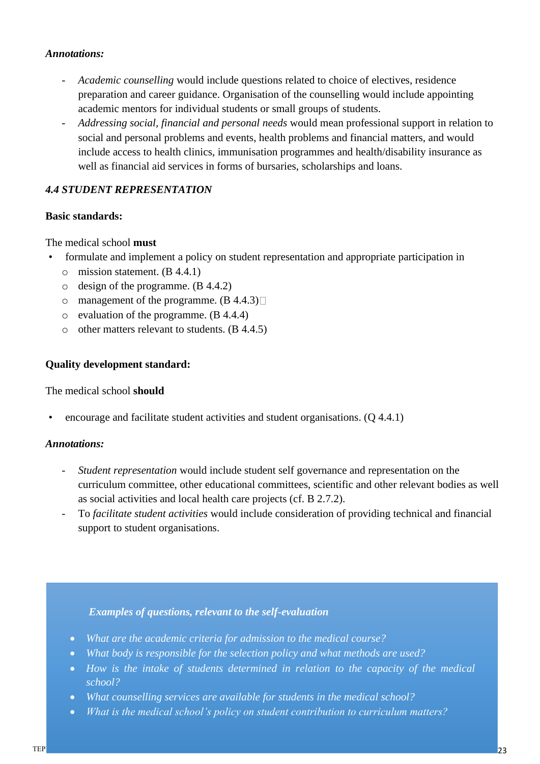***Annotations:***

- *Academic counselling* would include questions related to choice of electives, residence preparation and career guidance. Organisation of the counselling would include appointing academic mentors for individual students or small groups of students.
- *Addressing social, financial and personal needs* would mean professional support in relation to social and personal problems and events, health problems and financial matters, and would include access to health clinics, immunisation programmes and health/disability insurance as well as financial aid services in forms of bursaries, scholarships and loans.

### *4.4 STUDENT REPRESENTATION*

**Basic standards:**

The medical school **must**

- formulate and implement a policy on student representation and appropriate participation in
  - mission statement. (B 4.4.1)
  - design of the programme. (B 4.4.2)
  - management of the programme. (B 4.4.3)
  - evaluation of the programme. (B 4.4.4)
  - other matters relevant to students. (B 4.4.5)

**Quality development standard:**

The medical school **should**

- encourage and facilitate student activities and student organisations. (Q 4.4.1)

***Annotations:***

- *Student representation* would include student self governance and representation on the curriculum committee, other educational committees, scientific and other relevant bodies as well as social activities and local health care projects (cf. B 2.7.2).
- To *facilitate student activities* would include consideration of providing technical and financial support to student organisations.

***Examples of questions, relevant to the self-evaluation***

- *What are the academic criteria for admission to the medical course?*
- *What body is responsible for the selection policy and what methods are used?*
- *How is the intake of students determined in relation to the capacity of the medical school?*
- *What counselling services are available for students in the medical school?*
- *What is the medical school's policy on student contribution to curriculum matters?*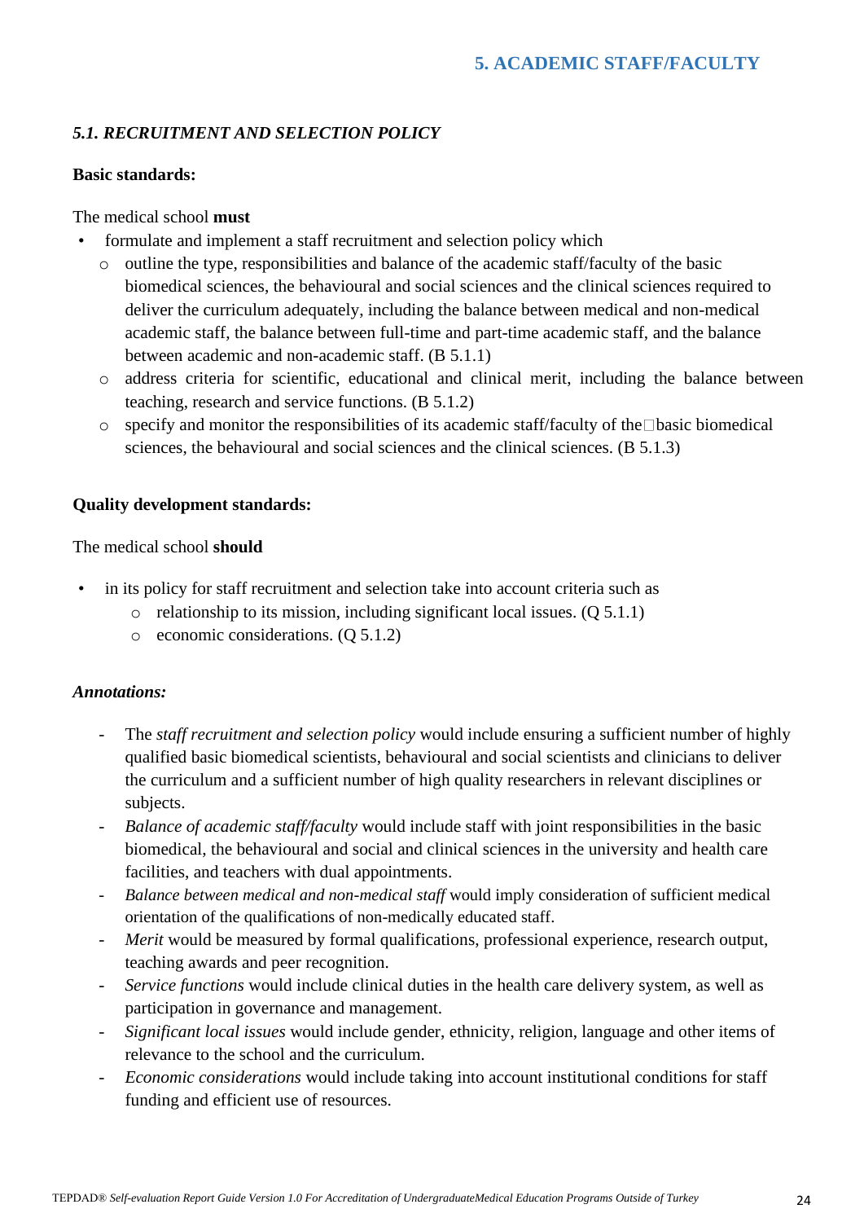# 5. ACADEMIC STAFF/FACULTY

## *5.1. RECRUITMENT AND SELECTION POLICY*

**Basic standards:**

The medical school **must**

- formulate and implement a staff recruitment and selection policy which
  - outline the type, responsibilities and balance of the academic staff/faculty of the basic biomedical sciences, the behavioural and social sciences and the clinical sciences required to deliver the curriculum adequately, including the balance between medical and non-medical academic staff, the balance between full-time and part-time academic staff, and the balance between academic and non-academic staff. (B 5.1.1)
  - address criteria for scientific, educational and clinical merit, including the balance between teaching, research and service functions. (B 5.1.2)
  - specify and monitor the responsibilities of its academic staff/faculty of the basic biomedical sciences, the behavioural and social sciences and the clinical sciences. (B 5.1.3)

**Quality development standards:**

The medical school **should**

- in its policy for staff recruitment and selection take into account criteria such as
  - relationship to its mission, including significant local issues. (Q 5.1.1)
  - economic considerations. (Q 5.1.2)

***Annotations:***

- The *staff recruitment and selection policy* would include ensuring a sufficient number of highly qualified basic biomedical scientists, behavioural and social scientists and clinicians to deliver the curriculum and a sufficient number of high quality researchers in relevant disciplines or subjects.
- *Balance of academic staff/faculty* would include staff with joint responsibilities in the basic biomedical, the behavioural and social and clinical sciences in the university and health care facilities, and teachers with dual appointments.
- *Balance between medical and non-medical staff* would imply consideration of sufficient medical orientation of the qualifications of non-medically educated staff.
- *Merit* would be measured by formal qualifications, professional experience, research output, teaching awards and peer recognition.
- *Service functions* would include clinical duties in the health care delivery system, as well as participation in governance and management.
- *Significant local issues* would include gender, ethnicity, religion, language and other items of relevance to the school and the curriculum.
- *Economic considerations* would include taking into account institutional conditions for staff funding and efficient use of resources.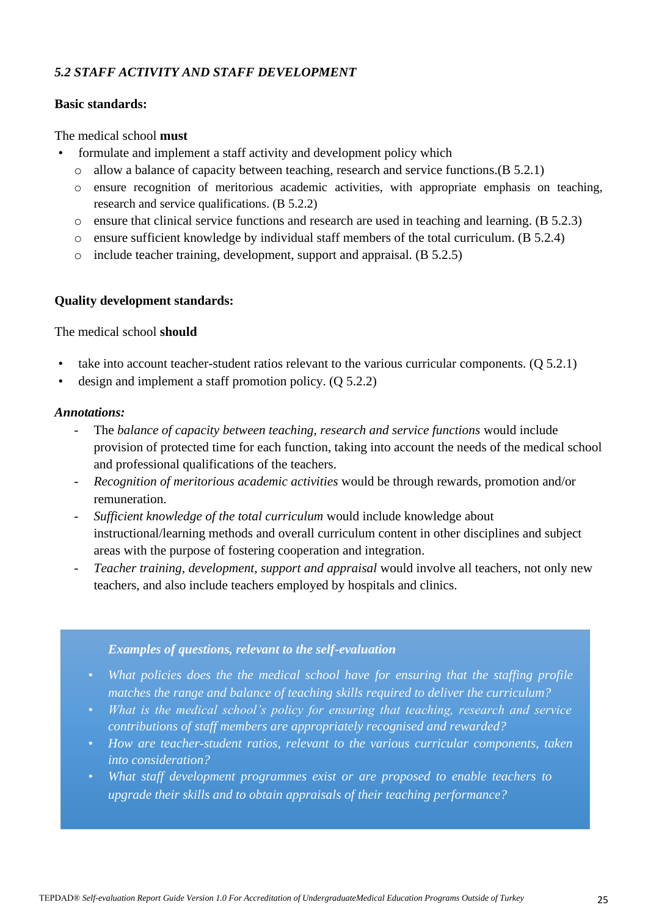### *5.2 STAFF ACTIVITY AND STAFF DEVELOPMENT*

**Basic standards:**

The medical school **must**

- formulate and implement a staff activity and development policy which
  - allow a balance of capacity between teaching, research and service functions.(B 5.2.1)
  - ensure recognition of meritorious academic activities, with appropriate emphasis on teaching, research and service qualifications. (B 5.2.2)
  - ensure that clinical service functions and research are used in teaching and learning. (B 5.2.3)
  - ensure sufficient knowledge by individual staff members of the total curriculum. (B 5.2.4)
  - include teacher training, development, support and appraisal. (B 5.2.5)

**Quality development standards:**

The medical school **should**

- take into account teacher-student ratios relevant to the various curricular components. (Q 5.2.1)
- design and implement a staff promotion policy. (Q 5.2.2)

***Annotations:***

- The *balance of capacity between teaching, research and service functions* would include provision of protected time for each function, taking into account the needs of the medical school and professional qualifications of the teachers.
- *Recognition of meritorious academic activities* would be through rewards, promotion and/or remuneration.
- *Sufficient knowledge of the total curriculum* would include knowledge about instructional/learning methods and overall curriculum content in other disciplines and subject areas with the purpose of fostering cooperation and integration.
- *Teacher training, development, support and appraisal* would involve all teachers, not only new teachers, and also include teachers employed by hospitals and clinics.

***Examples of questions, relevant to the self-evaluation***

- *What policies does the the medical school have for ensuring that the staffing profile matches the range and balance of teaching skills required to deliver the curriculum?*
- *What is the medical school's policy for ensuring that teaching, research and service contributions of staff members are appropriately recognised and rewarded?*
- *How are teacher-student ratios, relevant to the various curricular components, taken into consideration?*
- *What staff development programmes exist or are proposed to enable teachers to upgrade their skills and to obtain appraisals of their teaching performance?*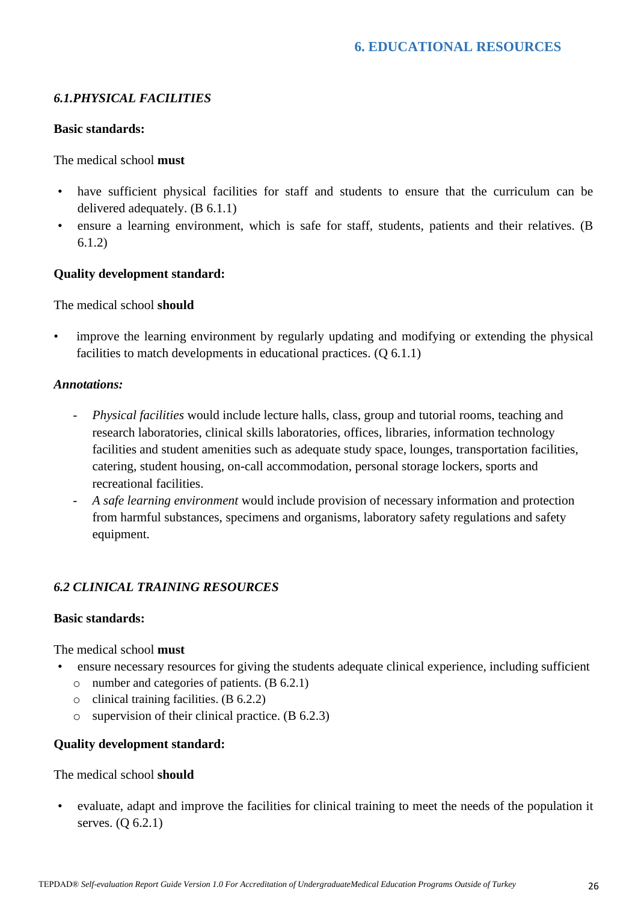## 6. EDUCATIONAL RESOURCES

### *6.1.PHYSICAL FACILITIES*

**Basic standards:**

The medical school **must**

- have sufficient physical facilities for staff and students to ensure that the curriculum can be delivered adequately. (B 6.1.1)
- ensure a learning environment, which is safe for staff, students, patients and their relatives. (B 6.1.2)

**Quality development standard:**

The medical school **should**

- improve the learning environment by regularly updating and modifying or extending the physical facilities to match developments in educational practices. (Q 6.1.1)

***Annotations:***

- *Physical facilities* would include lecture halls, class, group and tutorial rooms, teaching and research laboratories, clinical skills laboratories, offices, libraries, information technology facilities and student amenities such as adequate study space, lounges, transportation facilities, catering, student housing, on-call accommodation, personal storage lockers, sports and recreational facilities.
- *A safe learning environment* would include provision of necessary information and protection from harmful substances, specimens and organisms, laboratory safety regulations and safety equipment.

### *6.2 CLINICAL TRAINING RESOURCES*

**Basic standards:**

The medical school **must**

- ensure necessary resources for giving the students adequate clinical experience, including sufficient
  - number and categories of patients. (B 6.2.1)
  - clinical training facilities. (B 6.2.2)
  - supervision of their clinical practice. (B 6.2.3)

**Quality development standard:**

The medical school **should**

- evaluate, adapt and improve the facilities for clinical training to meet the needs of the population it serves. (Q 6.2.1)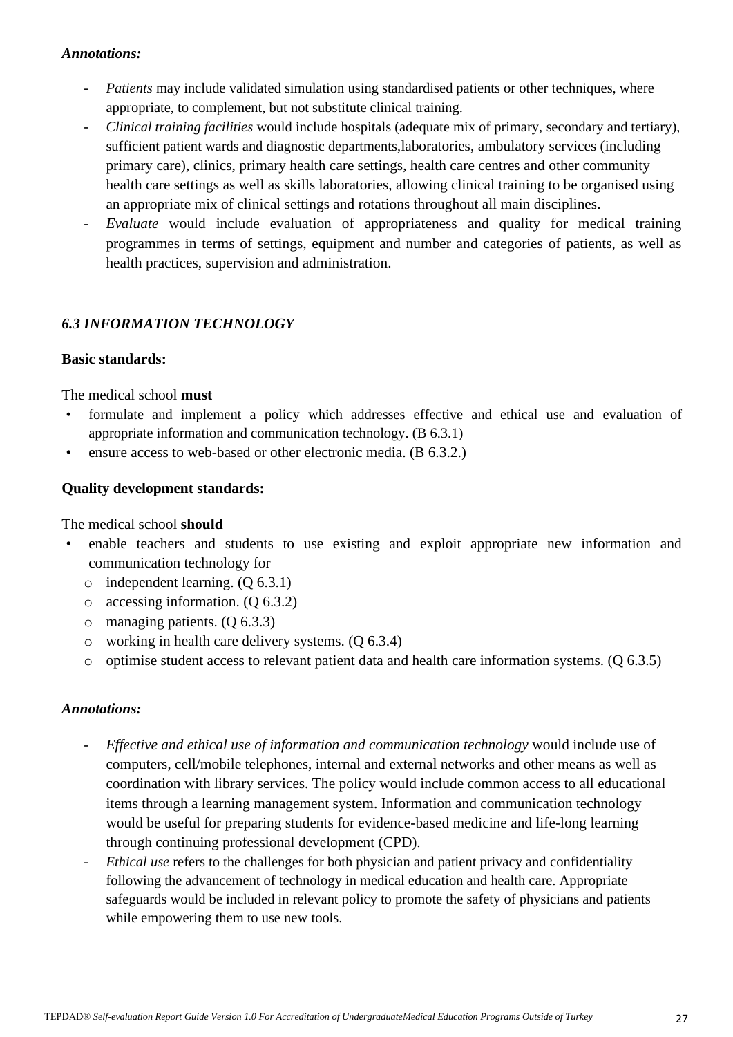***Annotations:***

- *Patients* may include validated simulation using standardised patients or other techniques, where appropriate, to complement, but not substitute clinical training.
- *Clinical training facilities* would include hospitals (adequate mix of primary, secondary and tertiary), sufficient patient wards and diagnostic departments,laboratories, ambulatory services (including primary care), clinics, primary health care settings, health care centres and other community health care settings as well as skills laboratories, allowing clinical training to be organised using an appropriate mix of clinical settings and rotations throughout all main disciplines.
- *Evaluate* would include evaluation of appropriateness and quality for medical training programmes in terms of settings, equipment and number and categories of patients, as well as health practices, supervision and administration.

### *6.3 INFORMATION TECHNOLOGY*

**Basic standards:**

The medical school **must**

- formulate and implement a policy which addresses effective and ethical use and evaluation of appropriate information and communication technology. (B 6.3.1)
- ensure access to web-based or other electronic media. (B 6.3.2.)

**Quality development standards:**

The medical school **should**

- enable teachers and students to use existing and exploit appropriate new information and communication technology for
  - independent learning. (Q 6.3.1)
  - accessing information. (Q 6.3.2)
  - managing patients. (Q 6.3.3)
  - working in health care delivery systems. (Q 6.3.4)
  - optimise student access to relevant patient data and health care information systems. (Q 6.3.5)

***Annotations:***

- *Effective and ethical use of information and communication technology* would include use of computers, cell/mobile telephones, internal and external networks and other means as well as coordination with library services. The policy would include common access to all educational items through a learning management system. Information and communication technology would be useful for preparing students for evidence-based medicine and life-long learning through continuing professional development (CPD).
- *Ethical use* refers to the challenges for both physician and patient privacy and confidentiality following the advancement of technology in medical education and health care. Appropriate safeguards would be included in relevant policy to promote the safety of physicians and patients while empowering them to use new tools.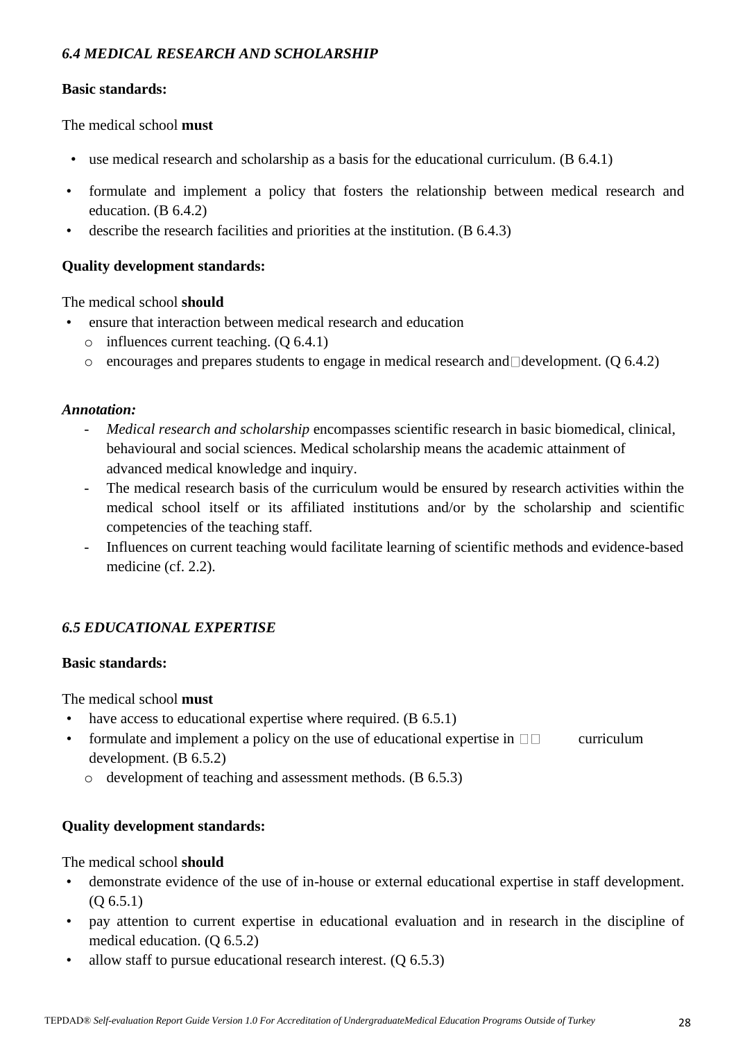### *6.4 MEDICAL RESEARCH AND SCHOLARSHIP*

**Basic standards:**

The medical school **must**

- use medical research and scholarship as a basis for the educational curriculum. (B 6.4.1)
- formulate and implement a policy that fosters the relationship between medical research and education. (B 6.4.2)
- describe the research facilities and priorities at the institution. (B 6.4.3)

**Quality development standards:**

The medical school **should**

- ensure that interaction between medical research and education
  - influences current teaching. (Q 6.4.1)
  - encourages and prepares students to engage in medical research and development. (Q 6.4.2)

***Annotation:***

- *Medical research and scholarship* encompasses scientific research in basic biomedical, clinical, behavioural and social sciences. Medical scholarship means the academic attainment of advanced medical knowledge and inquiry.
- The medical research basis of the curriculum would be ensured by research activities within the medical school itself or its affiliated institutions and/or by the scholarship and scientific competencies of the teaching staff.
- Influences on current teaching would facilitate learning of scientific methods and evidence-based medicine (cf. 2.2).

### *6.5 EDUCATIONAL EXPERTISE*

**Basic standards:**

The medical school **must**

- have access to educational expertise where required. (B 6.5.1)
- formulate and implement a policy on the use of educational expertise in curriculum development. (B 6.5.2)
  - development of teaching and assessment methods. (B 6.5.3)

**Quality development standards:**

The medical school **should**

- demonstrate evidence of the use of in-house or external educational expertise in staff development. (Q 6.5.1)
- pay attention to current expertise in educational evaluation and in research in the discipline of medical education. (Q 6.5.2)
- allow staff to pursue educational research interest. (Q 6.5.3)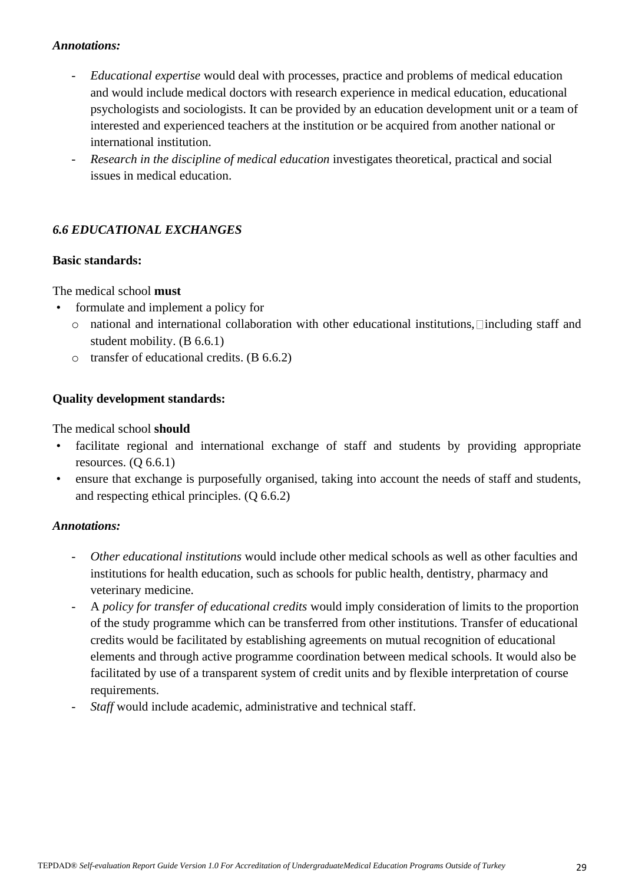***Annotations:***

- *Educational expertise* would deal with processes, practice and problems of medical education and would include medical doctors with research experience in medical education, educational psychologists and sociologists. It can be provided by an education development unit or a team of interested and experienced teachers at the institution or be acquired from another national or international institution.
- *Research in the discipline of medical education* investigates theoretical, practical and social issues in medical education.

### *6.6 EDUCATIONAL EXCHANGES*

**Basic standards:**

The medical school **must**

- formulate and implement a policy for
  - national and international collaboration with other educational institutions, including staff and student mobility. (B 6.6.1)
  - transfer of educational credits. (B 6.6.2)

**Quality development standards:**

The medical school **should**

- facilitate regional and international exchange of staff and students by providing appropriate resources. (Q 6.6.1)
- ensure that exchange is purposefully organised, taking into account the needs of staff and students, and respecting ethical principles. (Q 6.6.2)

***Annotations:***

- *Other educational institutions* would include other medical schools as well as other faculties and institutions for health education, such as schools for public health, dentistry, pharmacy and veterinary medicine.
- A *policy for transfer of educational credits* would imply consideration of limits to the proportion of the study programme which can be transferred from other institutions. Transfer of educational credits would be facilitated by establishing agreements on mutual recognition of educational elements and through active programme coordination between medical schools. It would also be facilitated by use of a transparent system of credit units and by flexible interpretation of course requirements.
- *Staff* would include academic, administrative and technical staff.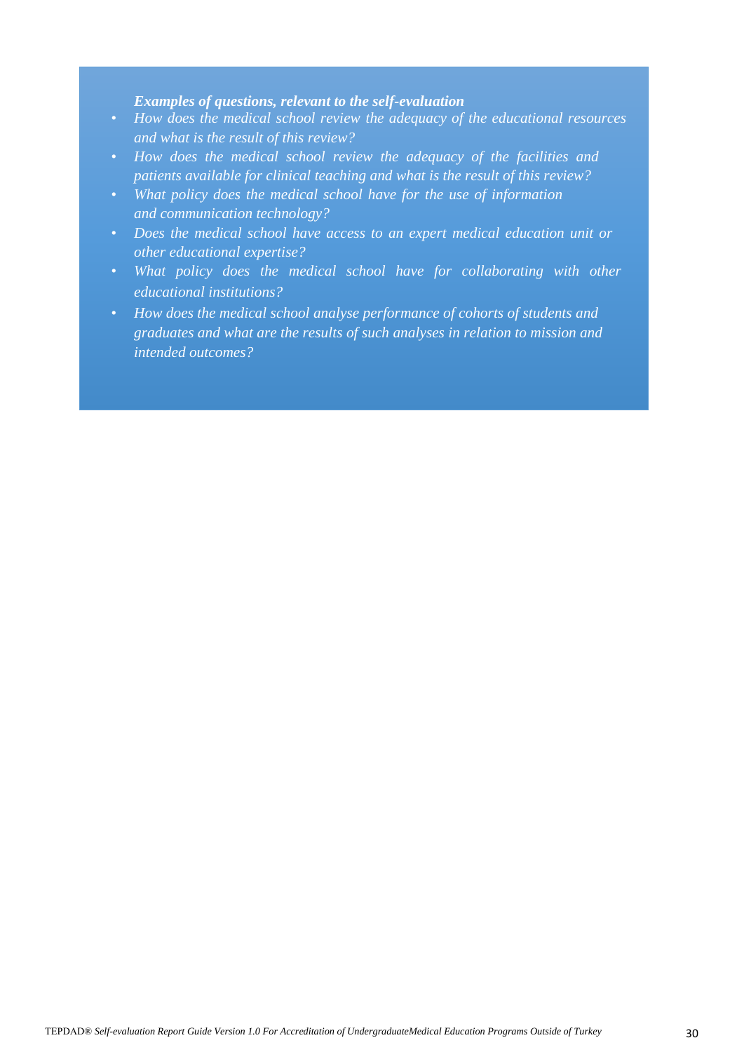***Examples of questions, relevant to the self-evaluation***

- *How does the medical school review the adequacy of the educational resources and what is the result of this review?*
- *How does the medical school review the adequacy of the facilities and patients available for clinical teaching and what is the result of this review?*
- *What policy does the medical school have for the use of information and communication technology?*
- *Does the medical school have access to an expert medical education unit or other educational expertise?*
- *What policy does the medical school have for collaborating with other educational institutions?*
- *How does the medical school analyse performance of cohorts of students and graduates and what are the results of such analyses in relation to mission and intended outcomes?*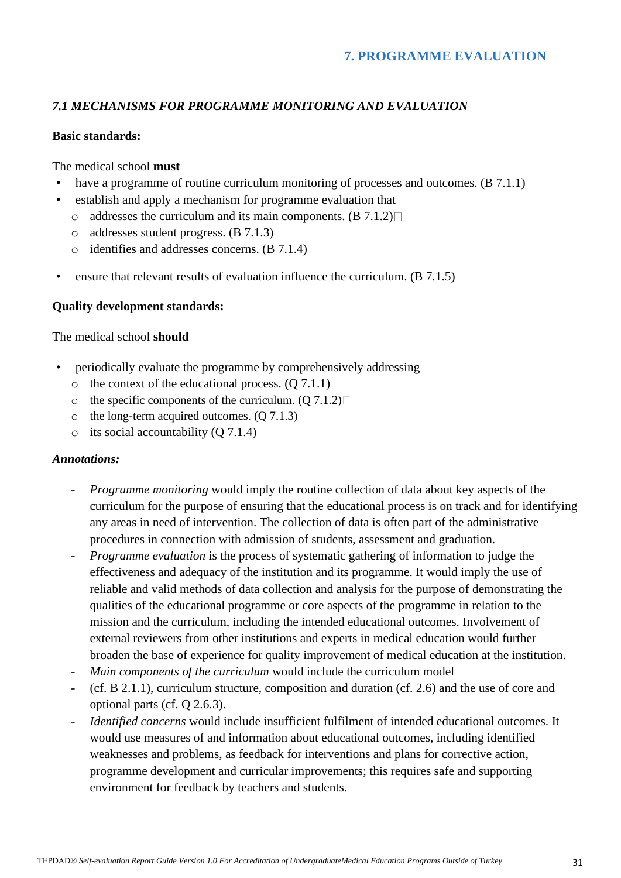## 7. PROGRAMME EVALUATION

### *7.1 MECHANISMS FOR PROGRAMME MONITORING AND EVALUATION*

**Basic standards:**

The medical school **must**

- have a programme of routine curriculum monitoring of processes and outcomes. (B 7.1.1)
- establish and apply a mechanism for programme evaluation that
  - addresses the curriculum and its main components. (B 7.1.2)
  - addresses student progress. (B 7.1.3)
  - identifies and addresses concerns. (B 7.1.4)
- ensure that relevant results of evaluation influence the curriculum. (B 7.1.5)

**Quality development standards:**

The medical school **should**

- periodically evaluate the programme by comprehensively addressing
  - the context of the educational process. (Q 7.1.1)
  - the specific components of the curriculum. (Q 7.1.2)
  - the long-term acquired outcomes. (Q 7.1.3)
  - its social accountability (Q 7.1.4)

***Annotations:***

- *Programme monitoring* would imply the routine collection of data about key aspects of the curriculum for the purpose of ensuring that the educational process is on track and for identifying any areas in need of intervention. The collection of data is often part of the administrative procedures in connection with admission of students, assessment and graduation.
- *Programme evaluation* is the process of systematic gathering of information to judge the effectiveness and adequacy of the institution and its programme. It would imply the use of reliable and valid methods of data collection and analysis for the purpose of demonstrating the qualities of the educational programme or core aspects of the programme in relation to the mission and the curriculum, including the intended educational outcomes. Involvement of external reviewers from other institutions and experts in medical education would further broaden the base of experience for quality improvement of medical education at the institution.
- *Main components of the curriculum* would include the curriculum model
- (cf. B 2.1.1), curriculum structure, composition and duration (cf. 2.6) and the use of core and optional parts (cf. Q 2.6.3).
- *Identified concerns* would include insufficient fulfilment of intended educational outcomes. It would use measures of and information about educational outcomes, including identified weaknesses and problems, as feedback for interventions and plans for corrective action, programme development and curricular improvements; this requires safe and supporting environment for feedback by teachers and students.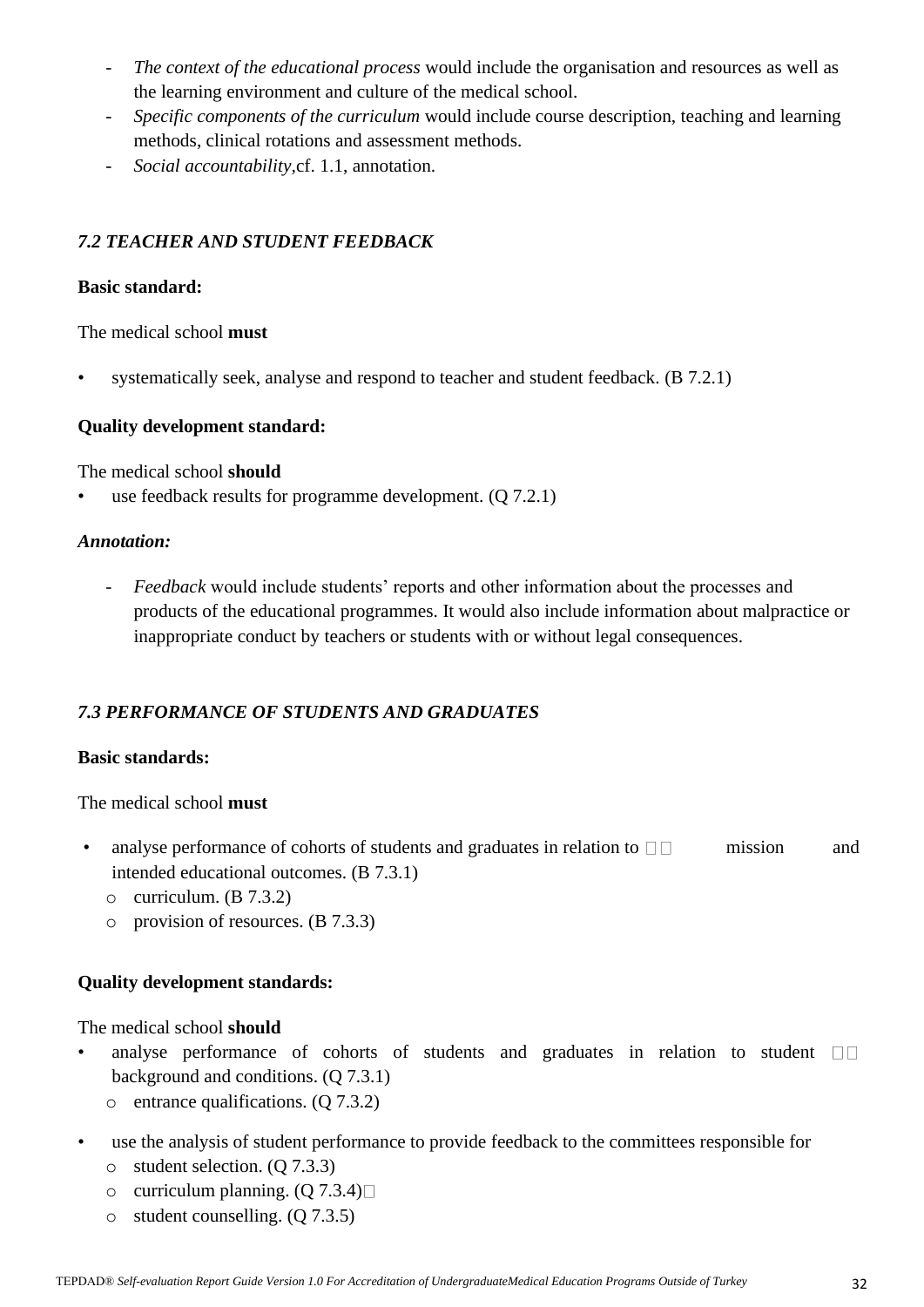- *The context of the educational process* would include the organisation and resources as well as the learning environment and culture of the medical school.
- *Specific components of the curriculum* would include course description, teaching and learning methods, clinical rotations and assessment methods.
- *Social accountability*,cf. 1.1, annotation.

### *7.2 TEACHER AND STUDENT FEEDBACK*

**Basic standard:**

The medical school **must**

- systematically seek, analyse and respond to teacher and student feedback. (B 7.2.1)

**Quality development standard:**

The medical school **should**

- use feedback results for programme development. (Q 7.2.1)

***Annotation:***

- *Feedback* would include students' reports and other information about the processes and products of the educational programmes. It would also include information about malpractice or inappropriate conduct by teachers or students with or without legal consequences.

### *7.3 PERFORMANCE OF STUDENTS AND GRADUATES*

**Basic standards:**

The medical school **must**

- analyse performance of cohorts of students and graduates in relation to mission and intended educational outcomes. (B 7.3.1)
  - curriculum. (B 7.3.2)
  - provision of resources. (B 7.3.3)

**Quality development standards:**

The medical school **should**

- analyse performance of cohorts of students and graduates in relation to student background and conditions. (Q 7.3.1)
  - entrance qualifications. (Q 7.3.2)
- use the analysis of student performance to provide feedback to the committees responsible for
  - student selection. (Q 7.3.3)
  - curriculum planning. (Q 7.3.4)
  - student counselling. (Q 7.3.5)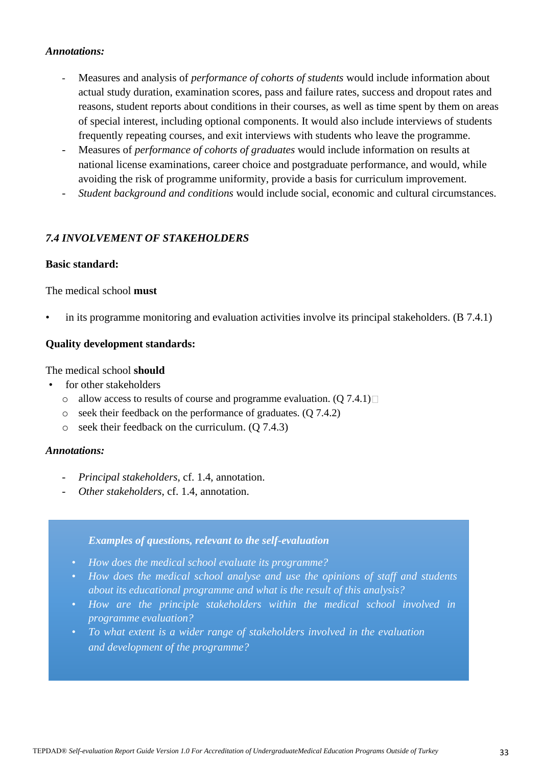***Annotations:***

- Measures and analysis of *performance of cohorts of students* would include information about actual study duration, examination scores, pass and failure rates, success and dropout rates and reasons, student reports about conditions in their courses, as well as time spent by them on areas of special interest, including optional components. It would also include interviews of students frequently repeating courses, and exit interviews with students who leave the programme.
- Measures of *performance of cohorts of graduates* would include information on results at national license examinations, career choice and postgraduate performance, and would, while avoiding the risk of programme uniformity, provide a basis for curriculum improvement.
- *Student background and conditions* would include social, economic and cultural circumstances.

## *7.4 INVOLVEMENT OF STAKEHOLDERS*

**Basic standard:**

The medical school **must**

- in its programme monitoring and evaluation activities involve its principal stakeholders. (B 7.4.1)

**Quality development standards:**

The medical school **should**

- for other stakeholders
  - allow access to results of course and programme evaluation. (Q 7.4.1)
  - seek their feedback on the performance of graduates. (Q 7.4.2)
  - seek their feedback on the curriculum. (Q 7.4.3)

***Annotations:***

- *Principal stakeholders*, cf. 1.4, annotation.
- *Other stakeholders*, cf. 1.4, annotation.

***Examples of questions, relevant to the self-evaluation***

- *How does the medical school evaluate its programme?*
- *How does the medical school analyse and use the opinions of staff and students about its educational programme and what is the result of this analysis?*
- *How are the principle stakeholders within the medical school involved in programme evaluation?*
- *To what extent is a wider range of stakeholders involved in the evaluation and development of the programme?*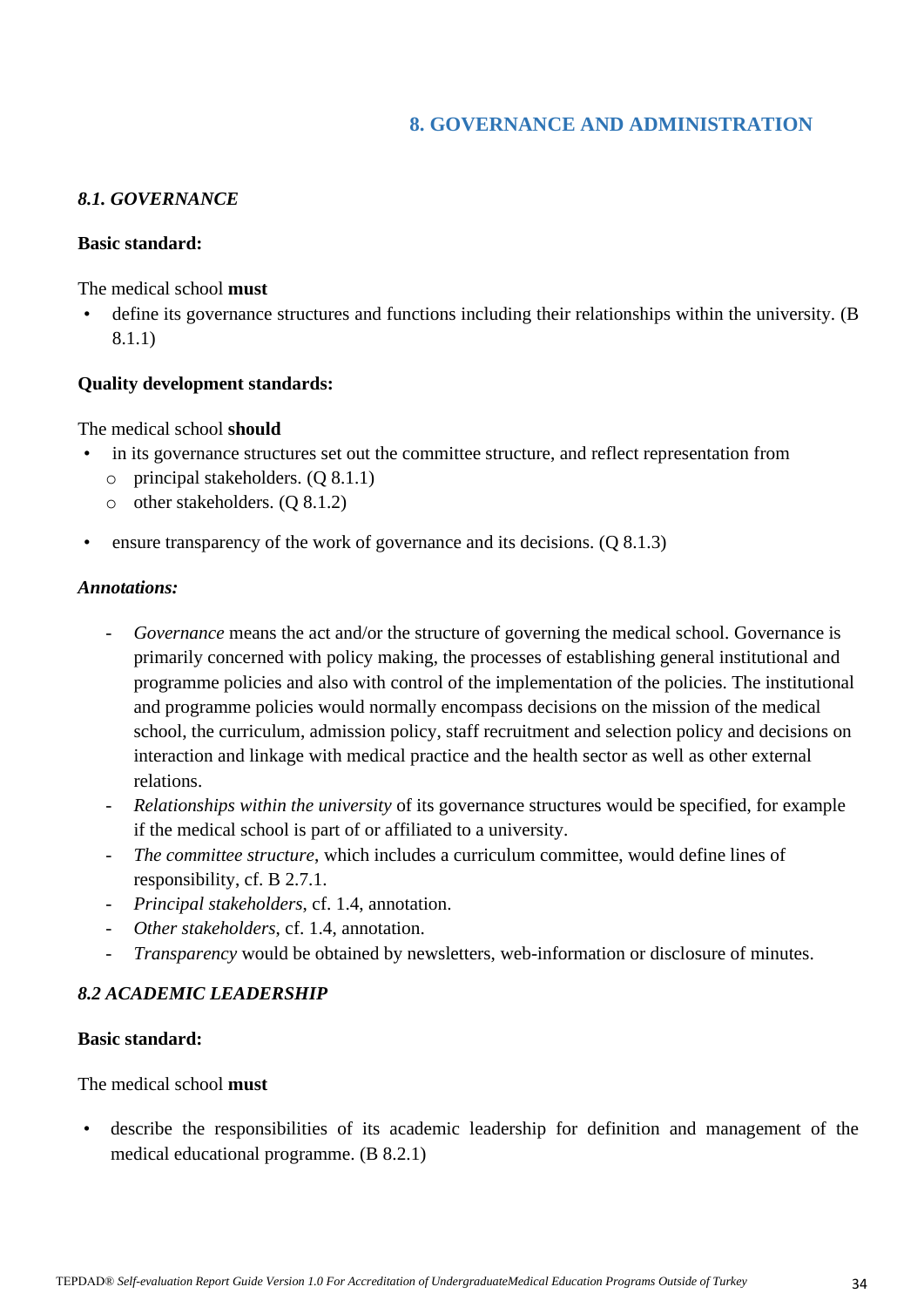# 8. GOVERNANCE AND ADMINISTRATION

## *8.1. GOVERNANCE*

**Basic standard:**

The medical school **must**

- define its governance structures and functions including their relationships within the university. (B 8.1.1)

**Quality development standards:**

The medical school **should**

- in its governance structures set out the committee structure, and reflect representation from
  - principal stakeholders. (Q 8.1.1)
  - other stakeholders. (Q 8.1.2)

- ensure transparency of the work of governance and its decisions. (Q 8.1.3)

***Annotations:***

- *Governance* means the act and/or the structure of governing the medical school. Governance is primarily concerned with policy making, the processes of establishing general institutional and programme policies and also with control of the implementation of the policies. The institutional and programme policies would normally encompass decisions on the mission of the medical school, the curriculum, admission policy, staff recruitment and selection policy and decisions on interaction and linkage with medical practice and the health sector as well as other external relations.
- *Relationships within the university* of its governance structures would be specified, for example if the medical school is part of or affiliated to a university.
- *The committee structure*, which includes a curriculum committee, would define lines of responsibility, cf. B 2.7.1.
- *Principal stakeholders*, cf. 1.4, annotation.
- *Other stakeholders*, cf. 1.4, annotation.
- *Transparency* would be obtained by newsletters, web-information or disclosure of minutes.

## *8.2 ACADEMIC LEADERSHIP*

**Basic standard:**

The medical school **must**

- describe the responsibilities of its academic leadership for definition and management of the medical educational programme. (B 8.2.1)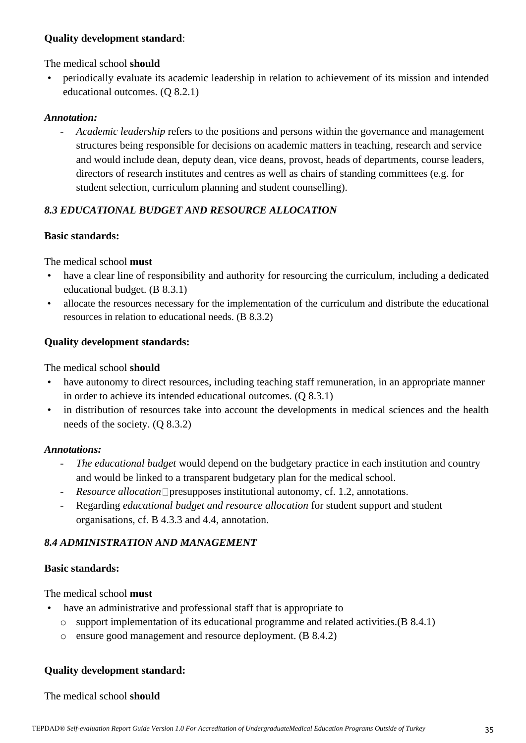**Quality development standard**:

The medical school **should**

- periodically evaluate its academic leadership in relation to achievement of its mission and intended educational outcomes. (Q 8.2.1)

***Annotation:***

- *Academic leadership* refers to the positions and persons within the governance and management structures being responsible for decisions on academic matters in teaching, research and service and would include dean, deputy dean, vice deans, provost, heads of departments, course leaders, directors of research institutes and centres as well as chairs of standing committees (e.g. for student selection, curriculum planning and student counselling).

### *8.3 EDUCATIONAL BUDGET AND RESOURCE ALLOCATION*

**Basic standards:**

The medical school **must**

- have a clear line of responsibility and authority for resourcing the curriculum, including a dedicated educational budget. (B 8.3.1)
- allocate the resources necessary for the implementation of the curriculum and distribute the educational resources in relation to educational needs. (B 8.3.2)

**Quality development standards:**

The medical school **should**

- have autonomy to direct resources, including teaching staff remuneration, in an appropriate manner in order to achieve its intended educational outcomes. (Q 8.3.1)
- in distribution of resources take into account the developments in medical sciences and the health needs of the society. (Q 8.3.2)

***Annotations:***

- *The educational budget* would depend on the budgetary practice in each institution and country and would be linked to a transparent budgetary plan for the medical school.
- *Resource allocation* presupposes institutional autonomy, cf. 1.2, annotations.
- Regarding *educational budget and resource allocation* for student support and student organisations, cf. B 4.3.3 and 4.4, annotation.

### *8.4 ADMINISTRATION AND MANAGEMENT*

**Basic standards:**

The medical school **must**

- have an administrative and professional staff that is appropriate to
  - support implementation of its educational programme and related activities.(B 8.4.1)
  - ensure good management and resource deployment. (B 8.4.2)

**Quality development standard:**

The medical school **should**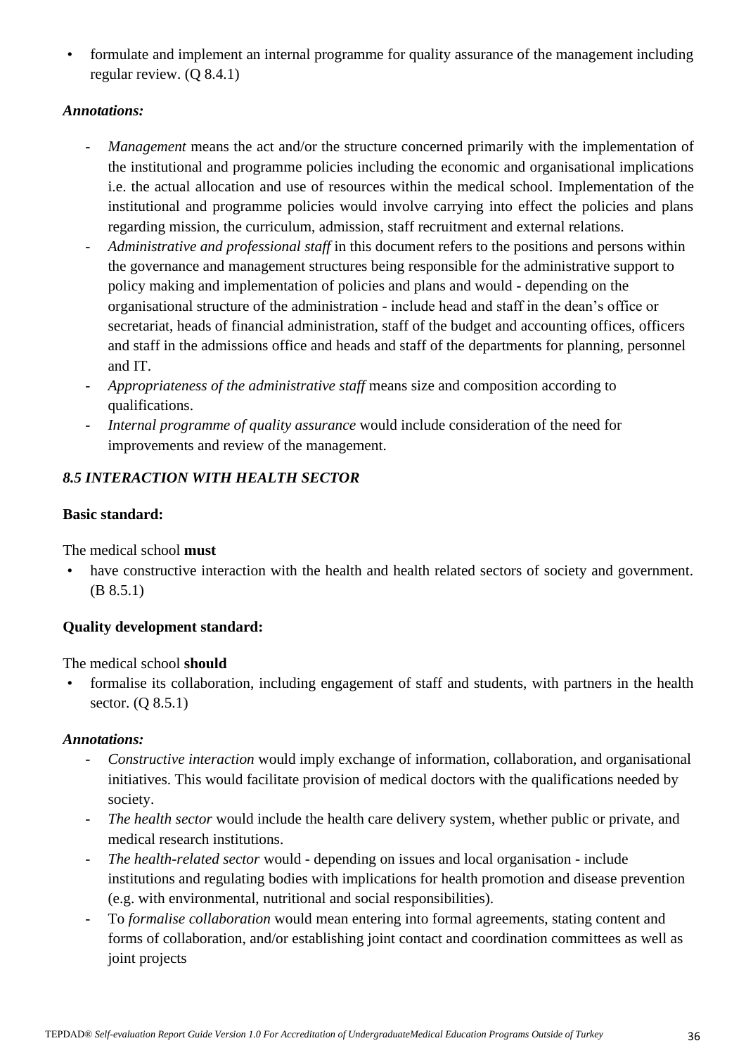- formulate and implement an internal programme for quality assurance of the management including regular review. (Q 8.4.1)

***Annotations:***

- *Management* means the act and/or the structure concerned primarily with the implementation of the institutional and programme policies including the economic and organisational implications i.e. the actual allocation and use of resources within the medical school. Implementation of the institutional and programme policies would involve carrying into effect the policies and plans regarding mission, the curriculum, admission, staff recruitment and external relations.
- *Administrative and professional staff* in this document refers to the positions and persons within the governance and management structures being responsible for the administrative support to policy making and implementation of policies and plans and would - depending on the organisational structure of the administration - include head and staff in the dean's office or secretariat, heads of financial administration, staff of the budget and accounting offices, officers and staff in the admissions office and heads and staff of the departments for planning, personnel and IT.
- *Appropriateness of the administrative staff* means size and composition according to qualifications.
- *Internal programme of quality assurance* would include consideration of the need for improvements and review of the management.

### *8.5 INTERACTION WITH HEALTH SECTOR*

**Basic standard:**

The medical school **must**

- have constructive interaction with the health and health related sectors of society and government. (B 8.5.1)

**Quality development standard:**

The medical school **should**

- formalise its collaboration, including engagement of staff and students, with partners in the health sector. (Q 8.5.1)

***Annotations:***

- *Constructive interaction* would imply exchange of information, collaboration, and organisational initiatives. This would facilitate provision of medical doctors with the qualifications needed by society.
- *The health sector* would include the health care delivery system, whether public or private, and medical research institutions.
- *The health-related sector* would - depending on issues and local organisation - include institutions and regulating bodies with implications for health promotion and disease prevention (e.g. with environmental, nutritional and social responsibilities).
- To *formalise collaboration* would mean entering into formal agreements, stating content and forms of collaboration, and/or establishing joint contact and coordination committees as well as joint projects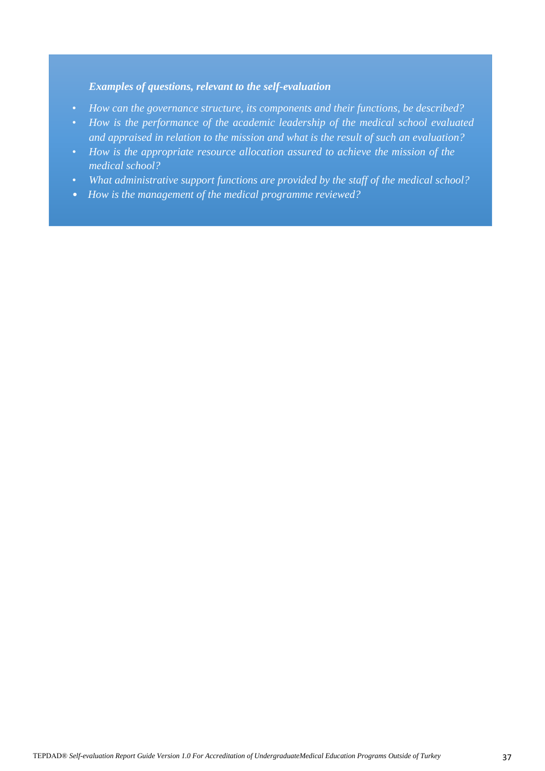***Examples of questions, relevant to the self-evaluation***

- *How can the governance structure, its components and their functions, be described?*
- *How is the performance of the academic leadership of the medical school evaluated and appraised in relation to the mission and what is the result of such an evaluation?*
- *How is the appropriate resource allocation assured to achieve the mission of the medical school?*
- *What administrative support functions are provided by the staff of the medical school?*
- *How is the management of the medical programme reviewed?*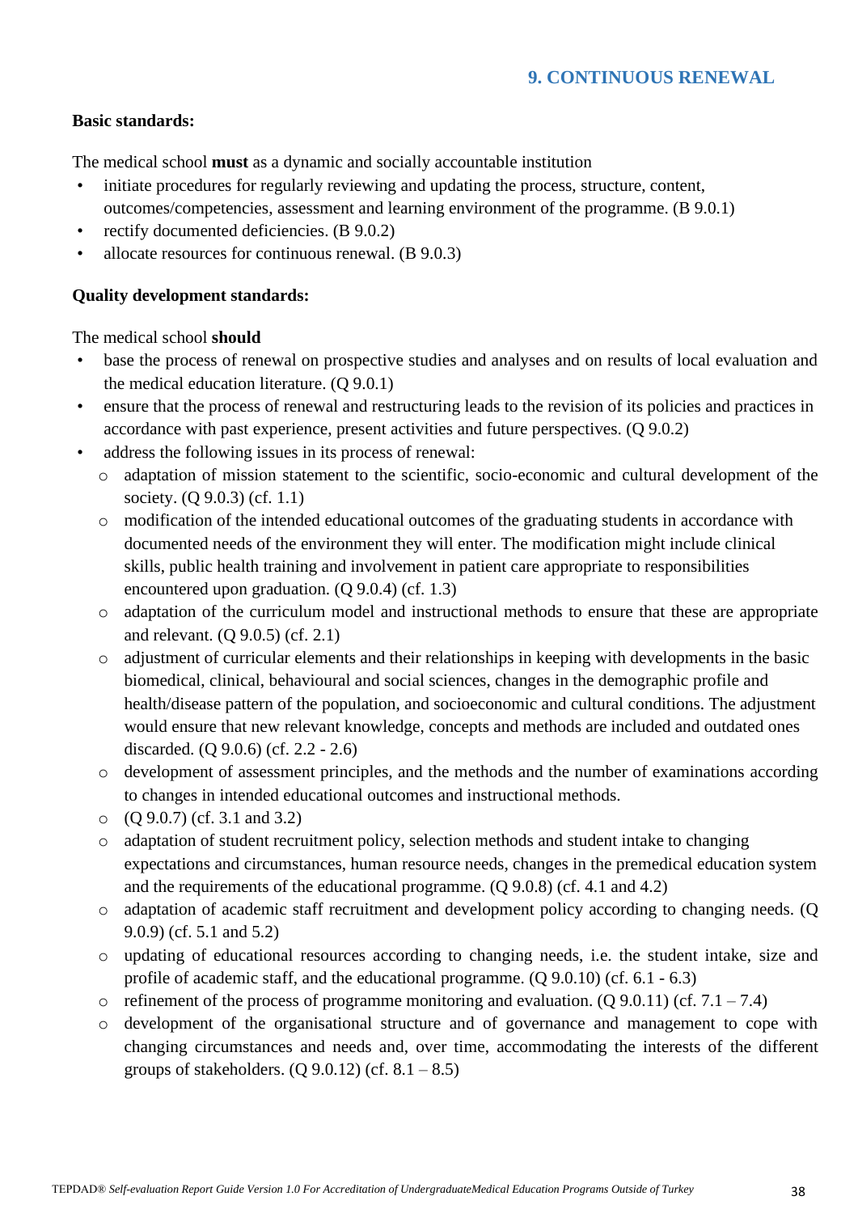## 9. CONTINUOUS RENEWAL

**Basic standards:**

The medical school **must** as a dynamic and socially accountable institution

- initiate procedures for regularly reviewing and updating the process, structure, content, outcomes/competencies, assessment and learning environment of the programme. (B 9.0.1)
- rectify documented deficiencies. (B 9.0.2)
- allocate resources for continuous renewal. (B 9.0.3)

**Quality development standards:**

The medical school **should**

- base the process of renewal on prospective studies and analyses and on results of local evaluation and the medical education literature. (Q 9.0.1)
- ensure that the process of renewal and restructuring leads to the revision of its policies and practices in accordance with past experience, present activities and future perspectives. (Q 9.0.2)
- address the following issues in its process of renewal:
  - adaptation of mission statement to the scientific, socio-economic and cultural development of the society. (Q 9.0.3) (cf. 1.1)
  - modification of the intended educational outcomes of the graduating students in accordance with documented needs of the environment they will enter. The modification might include clinical skills, public health training and involvement in patient care appropriate to responsibilities encountered upon graduation. (Q 9.0.4) (cf. 1.3)
  - adaptation of the curriculum model and instructional methods to ensure that these are appropriate and relevant. (Q 9.0.5) (cf. 2.1)
  - adjustment of curricular elements and their relationships in keeping with developments in the basic biomedical, clinical, behavioural and social sciences, changes in the demographic profile and health/disease pattern of the population, and socioeconomic and cultural conditions. The adjustment would ensure that new relevant knowledge, concepts and methods are included and outdated ones discarded. (Q 9.0.6) (cf. 2.2 - 2.6)
  - development of assessment principles, and the methods and the number of examinations according to changes in intended educational outcomes and instructional methods.
  - (Q 9.0.7) (cf. 3.1 and 3.2)
  - adaptation of student recruitment policy, selection methods and student intake to changing expectations and circumstances, human resource needs, changes in the premedical education system and the requirements of the educational programme. (Q 9.0.8) (cf. 4.1 and 4.2)
  - adaptation of academic staff recruitment and development policy according to changing needs. (Q 9.0.9) (cf. 5.1 and 5.2)
  - updating of educational resources according to changing needs, i.e. the student intake, size and profile of academic staff, and the educational programme. (Q 9.0.10) (cf. 6.1 - 6.3)
  - refinement of the process of programme monitoring and evaluation. (Q 9.0.11) (cf. 7.1 – 7.4)
  - development of the organisational structure and of governance and management to cope with changing circumstances and needs and, over time, accommodating the interests of the different groups of stakeholders. (Q 9.0.12) (cf. 8.1 – 8.5)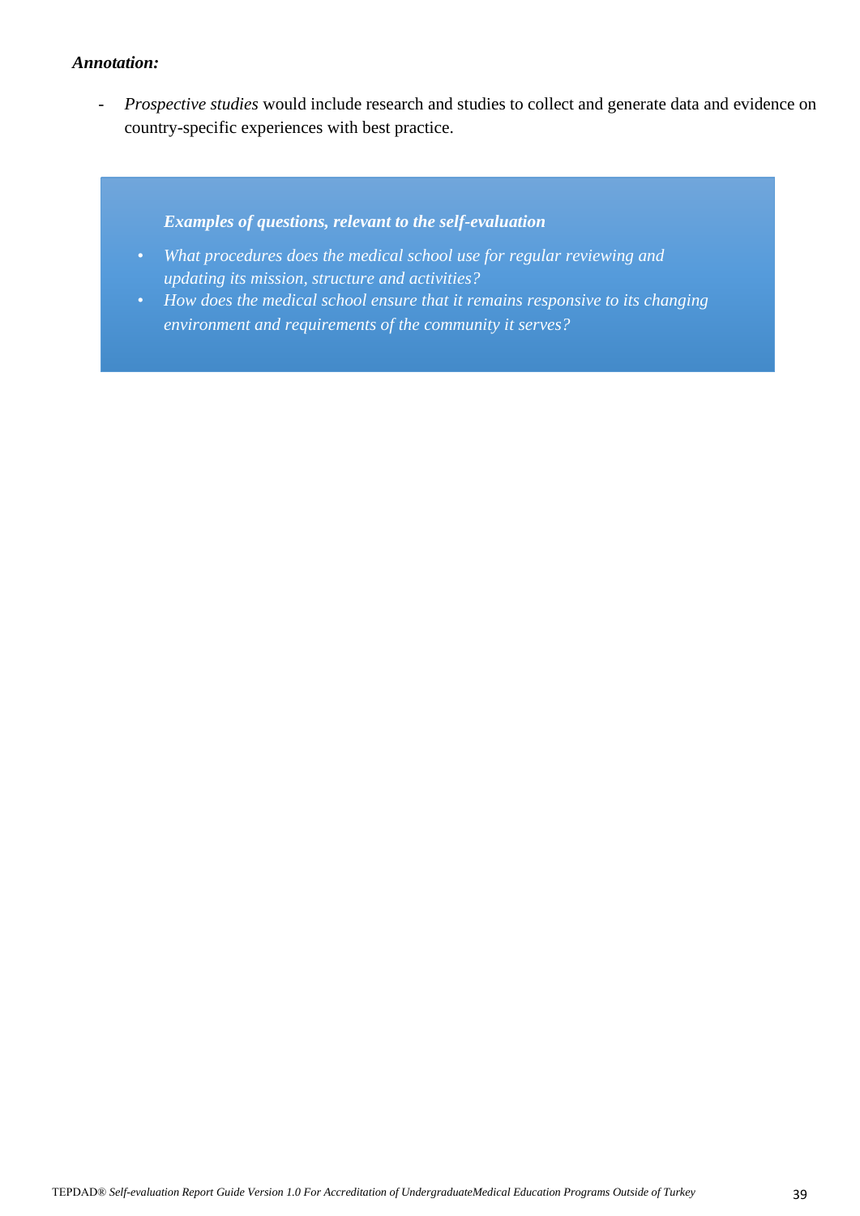***Annotation:***

- *Prospective studies* would include research and studies to collect and generate data and evidence on country-specific experiences with best practice.

> ***Examples of questions, relevant to the self-evaluation***
>
> - *What procedures does the medical school use for regular reviewing and updating its mission, structure and activities?*
> - *How does the medical school ensure that it remains responsive to its changing environment and requirements of the community it serves?*